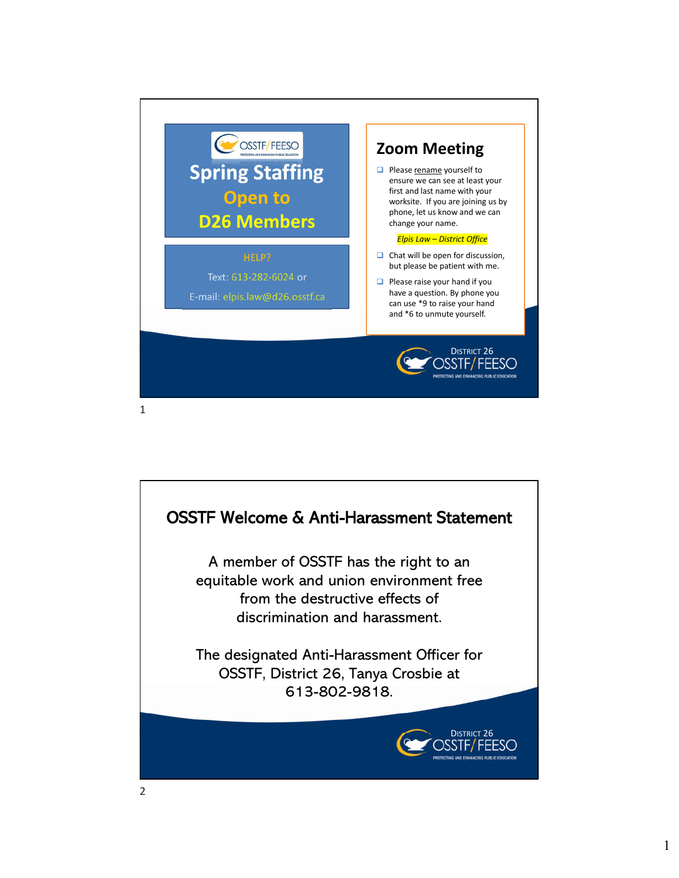# Spring Staffing

## Open to D26 Members

**HELP?**

Text: 613-282-6024 or

E-mail: elpis.law@d26.osstf.ca

## Zoom Meeting

- Please rename yourself to ensure we can see at least your first and last name with your worksite. If you are joining us by phone, let us know and we can change your name.

  *Elpis Law – District Office*

- Chat will be open for discussion, but please be patient with me.
- Please raise your hand if you have a question. By phone you can use *9 to raise your hand and *6 to unmute yourself.

District 26 OSSTF/FEESO — Protecting and Enhancing Public Education

---

## OSSTF Welcome & Anti-Harassment Statement

A member of OSSTF has the right to an equitable work and union environment free from the destructive effects of discrimination and harassment.

The designated Anti-Harassment Officer for OSSTF, District 26, Tanya Crosbie at 613-802-9818.

District 26 OSSTF/FEESO — Protecting and Enhancing Public Education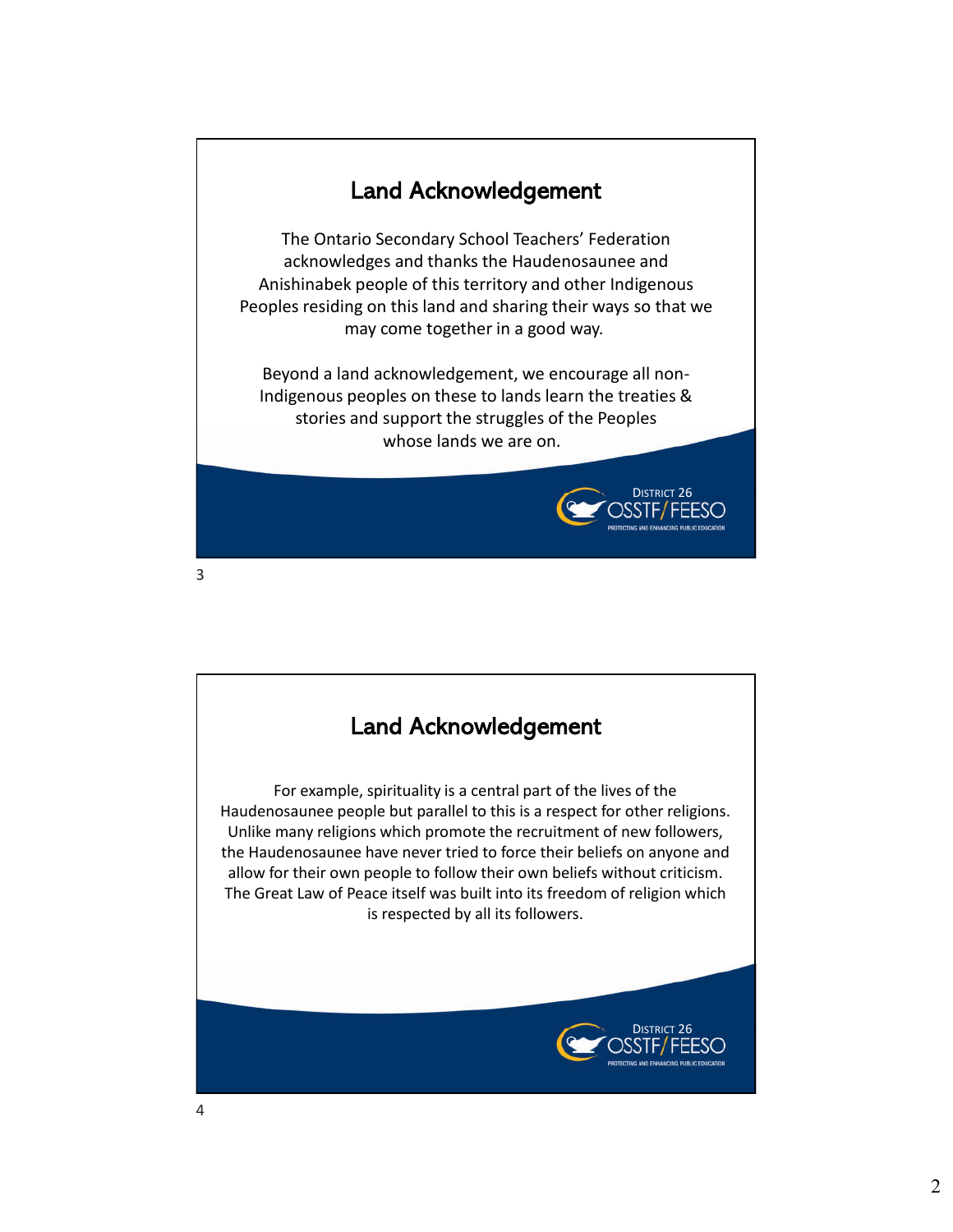## Land Acknowledgement

The Ontario Secondary School Teachers' Federation acknowledges and thanks the Haudenosaunee and Anishinabek people of this territory and other Indigenous Peoples residing on this land and sharing their ways so that we may come together in a good way.

Beyond a land acknowledgement, we encourage all non-Indigenous peoples on these to lands learn the treaties & stories and support the struggles of the Peoples whose lands we are on.

District 26 OSSTF/FEESO
PROTECTING AND ENHANCING PUBLIC EDUCATION

## Land Acknowledgement

For example, spirituality is a central part of the lives of the Haudenosaunee people but parallel to this is a respect for other religions. Unlike many religions which promote the recruitment of new followers, the Haudenosaunee have never tried to force their beliefs on anyone and allow for their own people to follow their own beliefs without criticism. The Great Law of Peace itself was built into its freedom of religion which is respected by all its followers.

District 26 OSSTF/FEESO
PROTECTING AND ENHANCING PUBLIC EDUCATION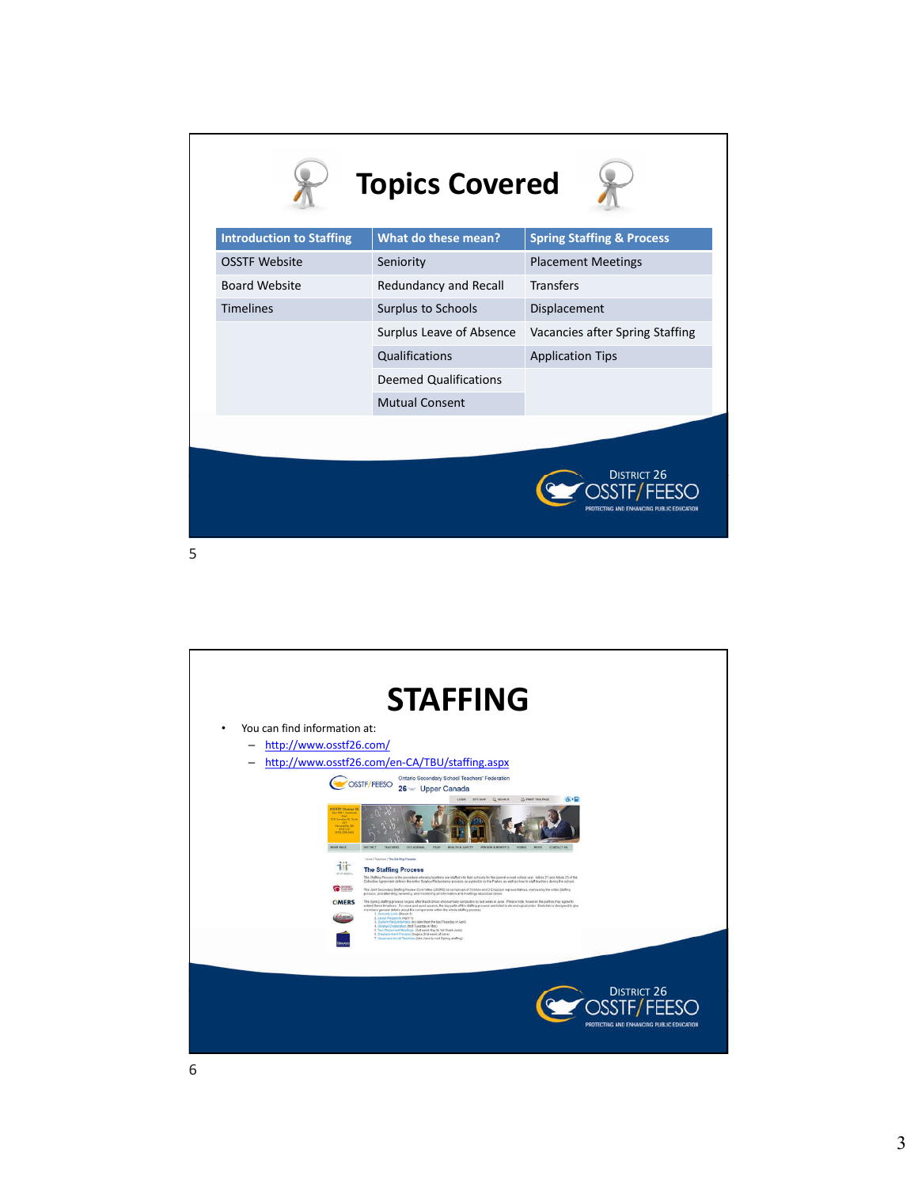# Topics Covered

| Introduction to Staffing | What do these mean? | Spring Staffing & Process |
|---|---|---|
| OSSTF Website | Seniority | Placement Meetings |
| Board Website | Redundancy and Recall | Transfers |
| Timelines | Surplus to Schools | Displacement |
| | Surplus Leave of Absence | Vacancies after Spring Staffing |
| | Qualifications | Application Tips |
| | Deemed Qualifications | |
| | Mutual Consent | |

District 26 OSSTF/FEESO
PROTECTING AND ENHANCING PUBLIC EDUCATION

# STAFFING

- You can find information at:
  - http://www.osstf26.com/
  - http://www.osstf26.com/en-CA/TBU/staffing.aspx

District 26 OSSTF/FEESO
PROTECTING AND ENHANCING PUBLIC EDUCATION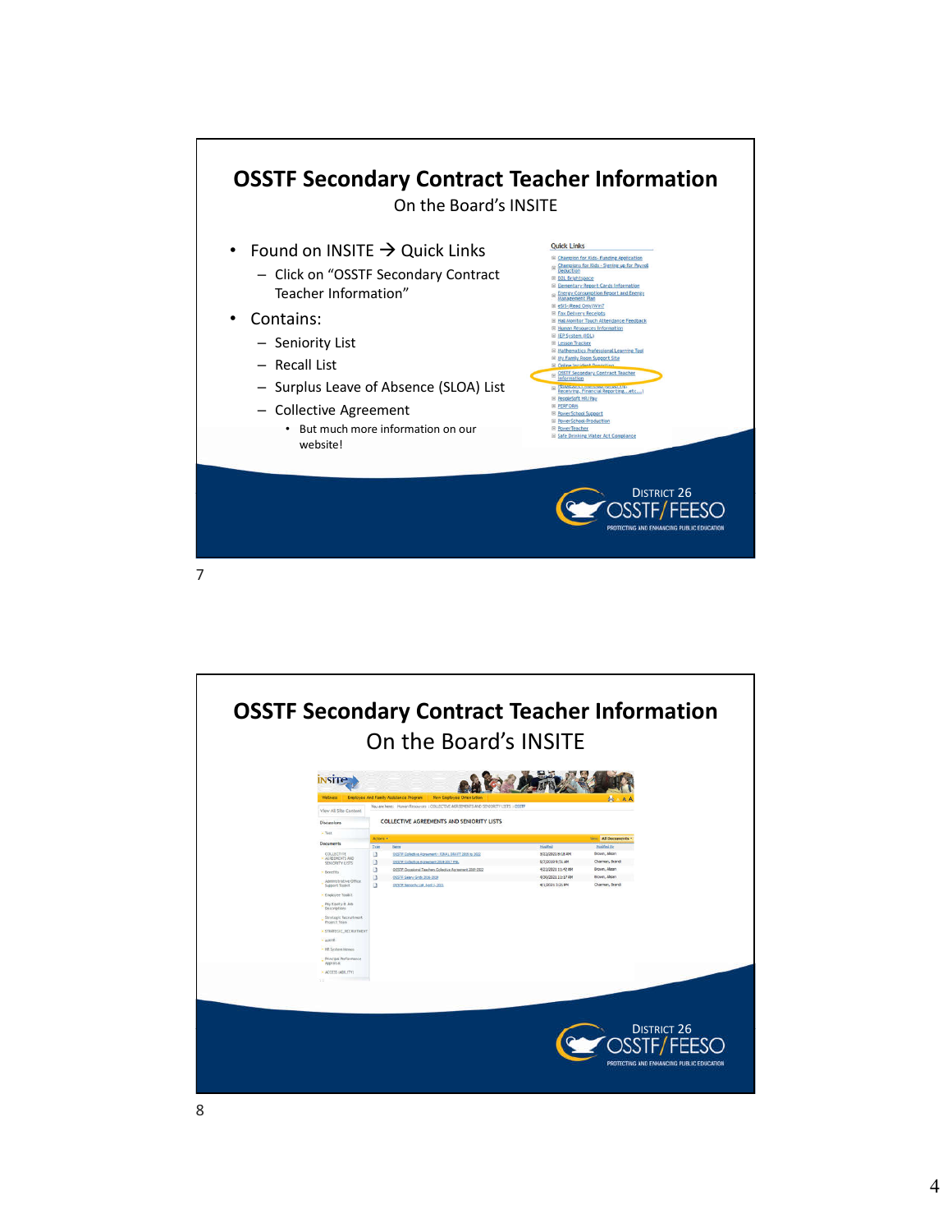# OSSTF Secondary Contract Teacher Information

On the Board's INSITE

- Found on INSITE → Quick Links
  - Click on "OSSTF Secondary Contract Teacher Information"
- Contains:
  - Seniority List
  - Recall List
  - Surplus Leave of Absence (SLOA) List
  - Collective Agreement
    - But much more information on our website!

District 26 OSSTF/FEESO
PROTECTING AND ENHANCING PUBLIC EDUCATION

# OSSTF Secondary Contract Teacher Information

On the Board's INSITE

District 26 OSSTF/FEESO
PROTECTING AND ENHANCING PUBLIC EDUCATION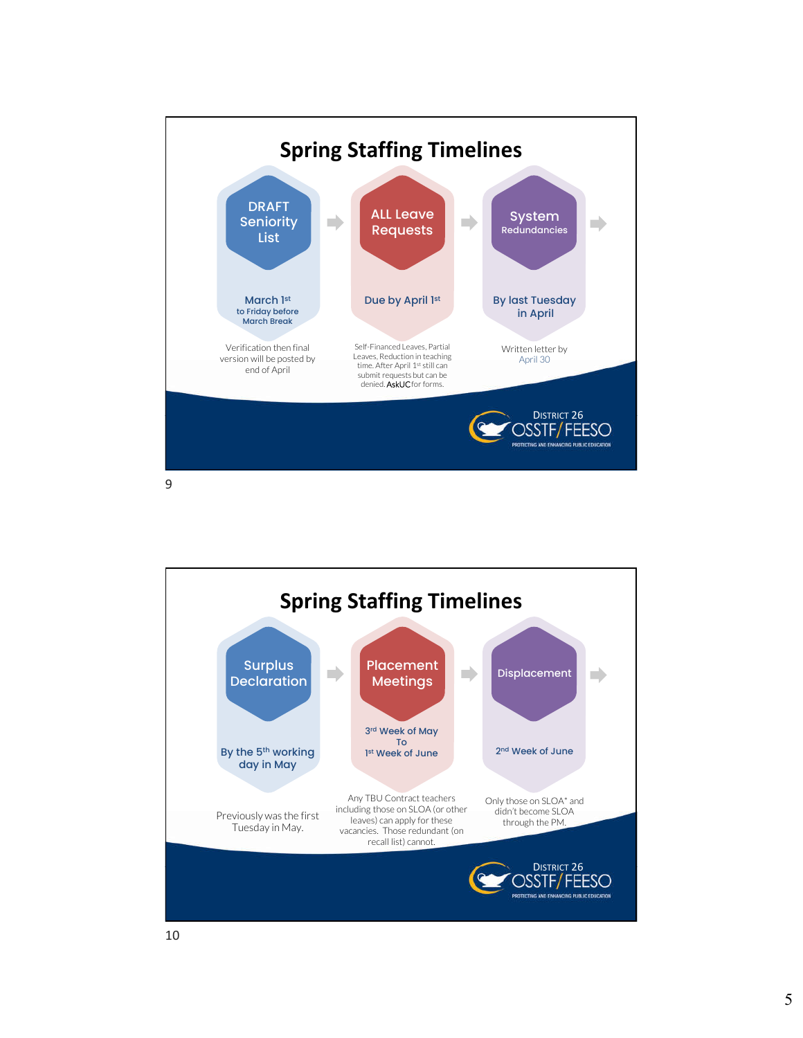## Spring Staffing Timelines

**DRAFT Seniority List**
March 1st to Friday before March Break
Verification then final version will be posted by end of April

**ALL Leave Requests**
Due by April 1st
Self-Financed Leaves, Partial Leaves, Reduction in teaching time. After April 1st still can submit requests but can be denied. AskUC for forms.

**System Redundancies**
By last Tuesday in April
Written letter by April 30

District 26 OSSTF/FEESO
PROTECTING AND ENHANCING PUBLIC EDUCATION

## Spring Staffing Timelines

**Surplus Declaration**
By the 5th working day in May
Previously was the first Tuesday in May.

**Placement Meetings**
3rd Week of May To 1st Week of June
Any TBU Contract teachers including those on SLOA (or other leaves) can apply for these vacancies. Those redundant (on recall list) cannot.

**Displacement**
2nd Week of June
Only those on SLOA* and didn't become SLOA through the PM.

District 26 OSSTF/FEESO
PROTECTING AND ENHANCING PUBLIC EDUCATION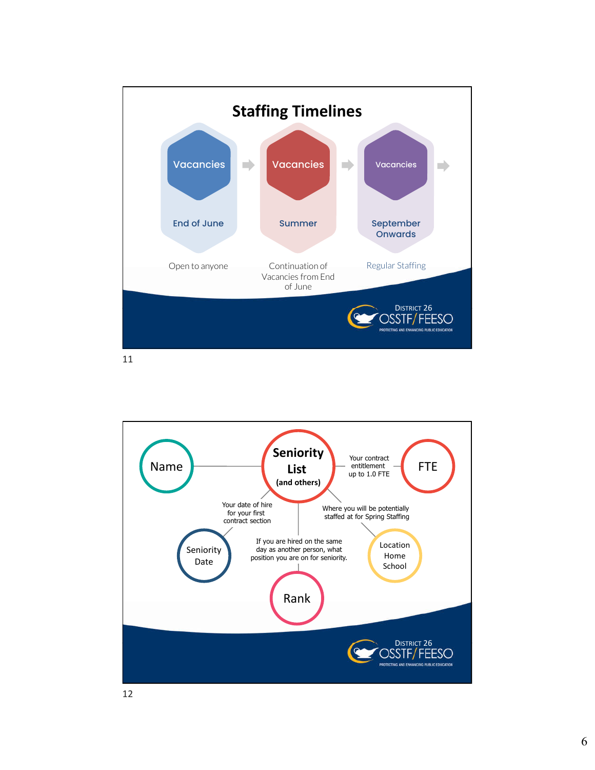## Staffing Timelines

**Vacancies — End of June**
Open to anyone

**Vacancies — Summer**
Continuation of Vacancies from End of June

**Vacancies — September Onwards**
Regular Staffing

---

**Seniority List (and others)**

- **Name**
- **FTE** — Your contract entitlement up to 1.0 FTE
- **Seniority Date** — Your date of hire for your first contract section
- **Rank** — If you are hired on the same day as another person, what position you are on for seniority.
- **Location Home School** — Where you will be potentially staffed at for Spring Staffing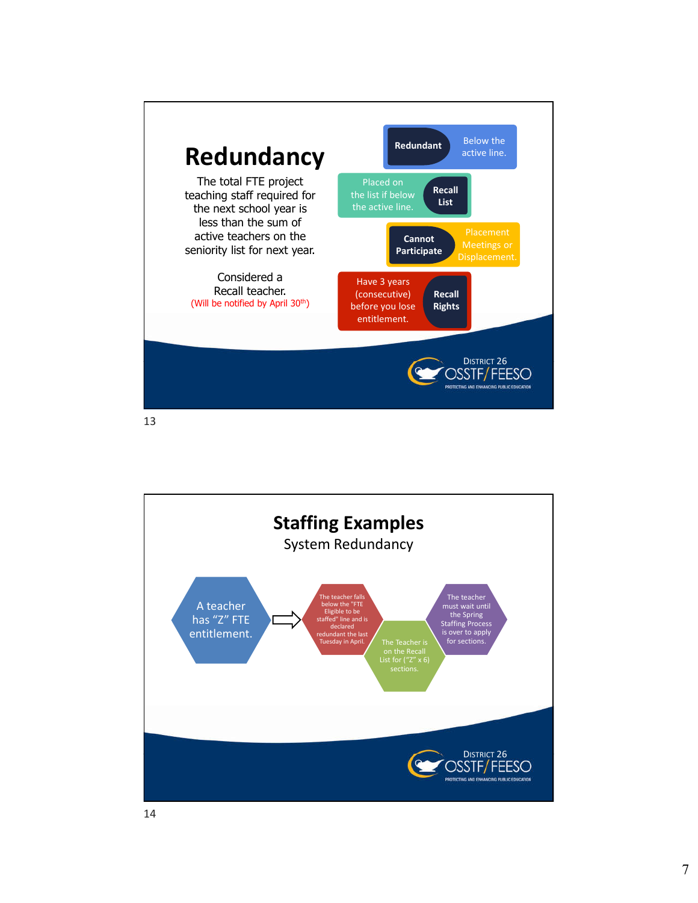# Redundancy

The total FTE project teaching staff required for the next school year is less than the sum of active teachers on the seniority list for next year.

Considered a Recall teacher.
(Will be notified by April 30th)

- **Redundant** – Below the active line.
- **Recall List** – Placed on the list if below the active line.
- **Cannot Participate** – Placement Meetings or Displacement.
- **Recall Rights** – Have 3 years (consecutive) before you lose entitlement.

District 26 OSSTF/FEESO
PROTECTING AND ENHANCING PUBLIC EDUCATION

# Staffing Examples

## System Redundancy

A teacher has "Z" FTE entitlement. ⇨

- The teacher falls below the "FTE Eligible to be staffed" line and is declared redundant the last Tuesday in April.
- The Teacher is on the Recall List for ("Z" x 6) sections.
- The teacher must wait until the Spring Staffing Process is over to apply for sections.

District 26 OSSTF/FEESO
PROTECTING AND ENHANCING PUBLIC EDUCATION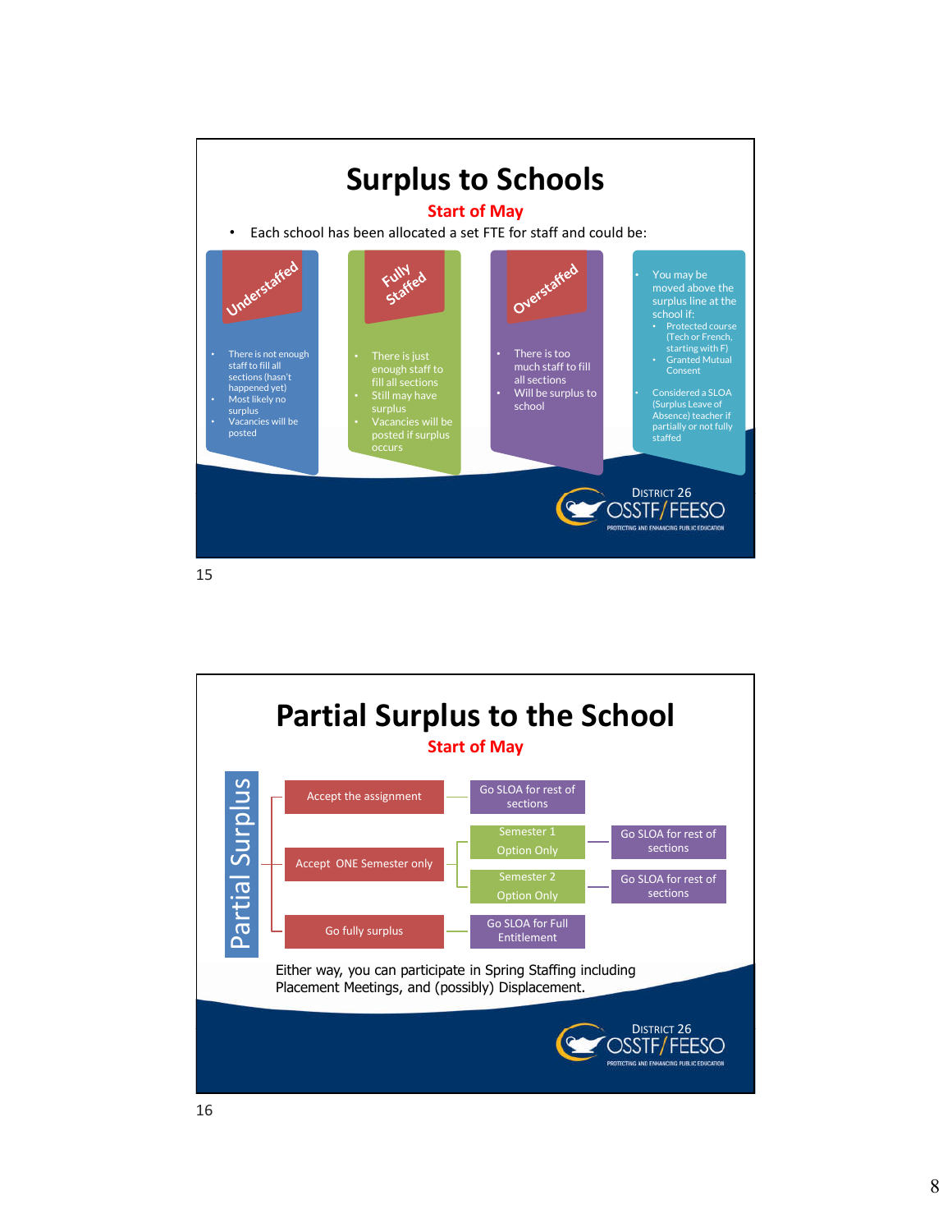# Surplus to Schools

**Start of May**

- Each school has been allocated a set FTE for staff and could be:

**Understaffed**

- There is not enough staff to fill all sections (hasn't happened yet)
- Most likely no surplus
- Vacancies will be posted

**Fully Staffed**

- There is just enough staff to fill all sections
- Still may have surplus
- Vacancies will be posted if surplus occurs

**Overstaffed**

- There is too much staff to fill all sections
- Will be surplus to school

- You may be moved above the surplus line at the school if:
  - Protected course (Tech or French, starting with F)
  - Granted Mutual Consent
- Considered a SLOA (Surplus Leave of Absence) teacher if partially or not fully staffed

District 26 OSSTF/FEESO — Protecting and Enhancing Public Education

# Partial Surplus to the School

**Start of May**

**Partial Surplus**

- Accept the assignment → Go SLOA for rest of sections
- Accept ONE Semester only
  - Semester 1 Option Only → Go SLOA for rest of sections
  - Semester 2 Option Only → Go SLOA for rest of sections
- Go fully surplus → Go SLOA for Full Entitlement

Either way, you can participate in Spring Staffing including Placement Meetings, and (possibly) Displacement.

District 26 OSSTF/FEESO — Protecting and Enhancing Public Education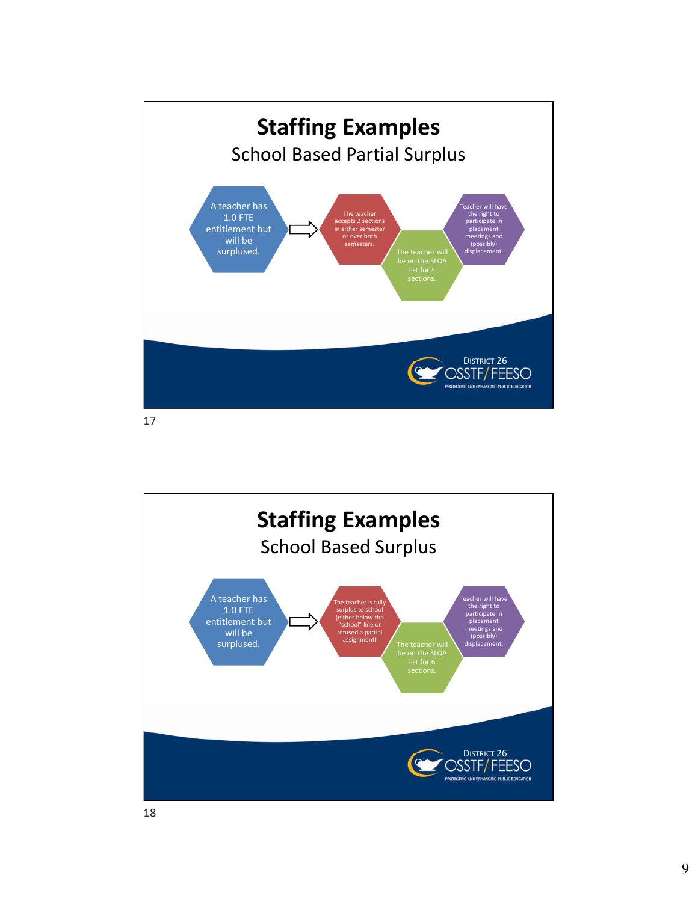## Staffing Examples

### School Based Partial Surplus

A teacher has 1.0 FTE entitlement but will be surplused.

→

The teacher accepts 2 sections in either semester or over both semesters.

The teacher will be on the SLOA list for 4 sections.

Teacher will have the right to participate in placement meetings and (possibly) displacement.

## Staffing Examples

### School Based Surplus

A teacher has 1.0 FTE entitlement but will be surplused.

→

The teacher is fully surplus to school (either below the "school" line or refused a partial assignment)

The teacher will be on the SLOA list for 6 sections.

Teacher will have the right to participate in placement meetings and (possibly) displacement.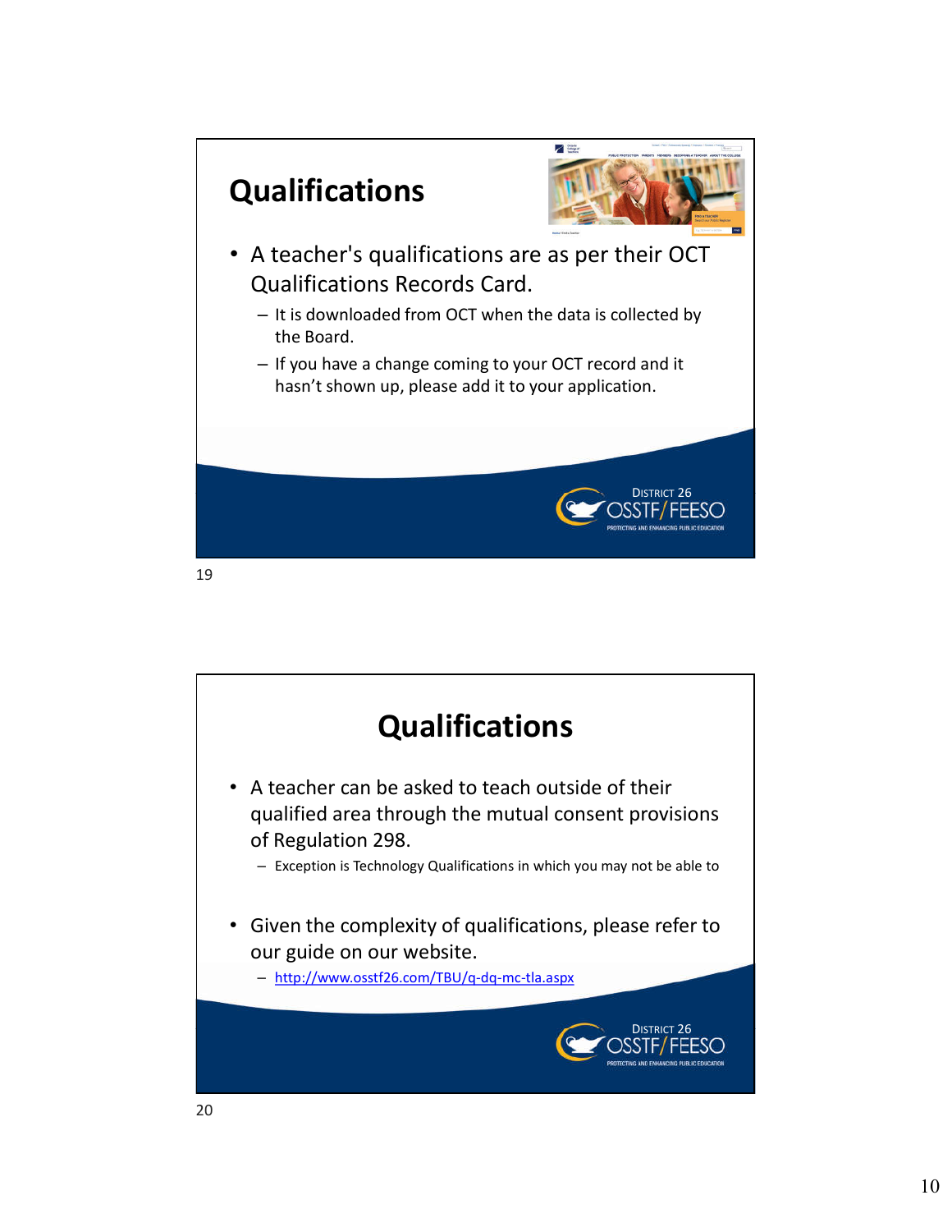## Qualifications

- A teacher's qualifications are as per their OCT Qualifications Records Card.
  - It is downloaded from OCT when the data is collected by the Board.
  - If you have a change coming to your OCT record and it hasn't shown up, please add it to your application.

DISTRICT 26 OSSTF/FEESO

PROTECTING AND ENHANCING PUBLIC EDUCATION

19

## Qualifications

- A teacher can be asked to teach outside of their qualified area through the mutual consent provisions of Regulation 298.
  - Exception is Technology Qualifications in which you may not be able to
- Given the complexity of qualifications, please refer to our guide on our website.
  - http://www.osstf26.com/TBU/q-dq-mc-tla.aspx

DISTRICT 26 OSSTF/FEESO

PROTECTING AND ENHANCING PUBLIC EDUCATION

20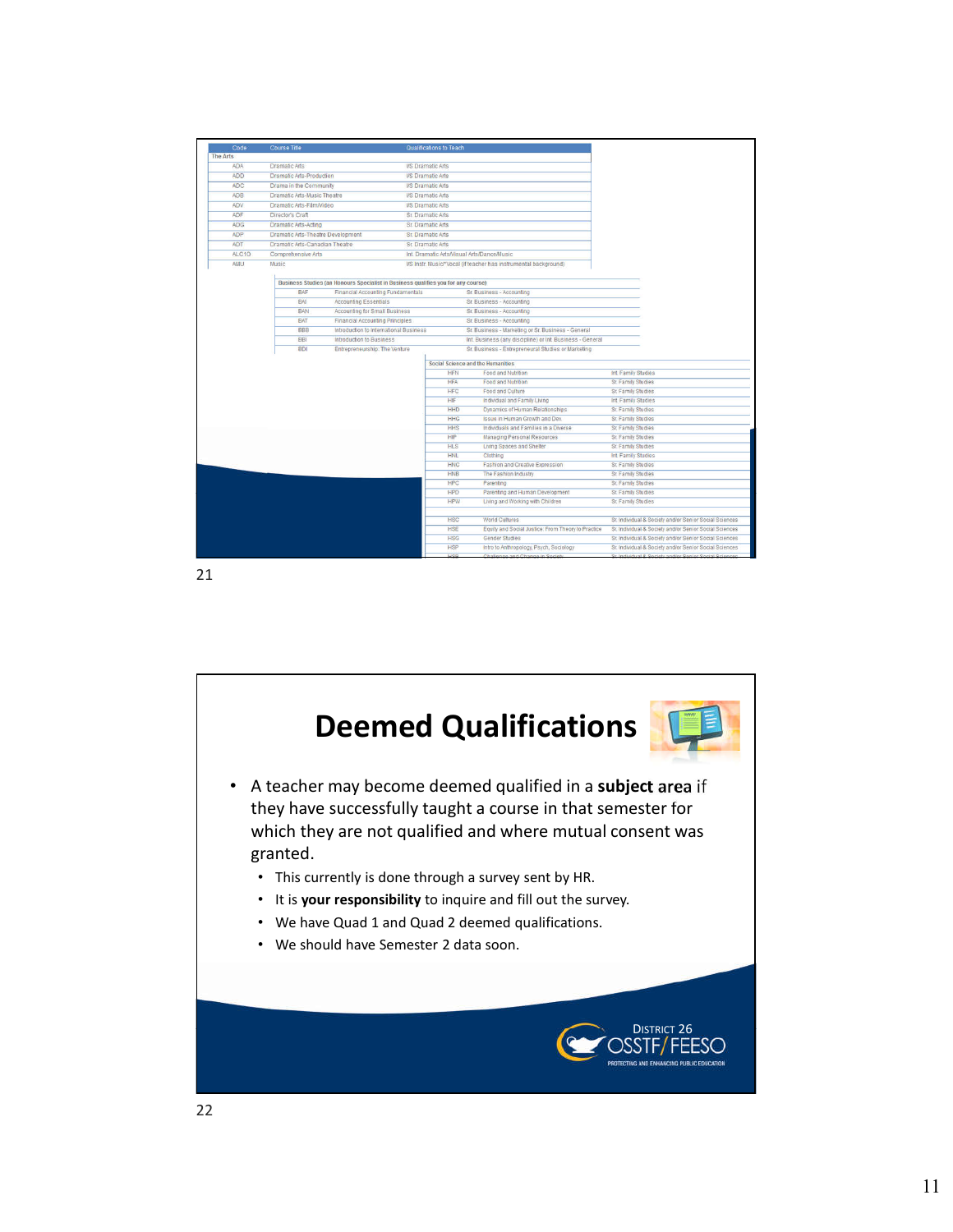| Code | Course Title | Qualifications to Teach |
|---|---|---|
| The Arts | | |
| ADA | Dramatic Arts | I/S Dramatic Arts |
| ADD | Dramatic Arts-Production | I/S Dramatic Arts |
| ADC | Drama in the Community | I/S Dramatic Arts |
| ADB | Dramatic Arts-Music Theatre | I/S Dramatic Arts |
| ADV | Dramatic Arts-Film/Video | I/S Dramatic Arts |
| ADF | Director's Craft | Sr. Dramatic Arts |
| ADG | Dramatic Arts-Acting | Sr. Dramatic Arts |
| ADP | Dramatic Arts-Theatre Development | Sr. Dramatic Arts |
| ADT | Dramatic Arts-Canadian Theatre | Sr. Dramatic Arts |
| ALC1O | Comprehensive Arts | Int. Dramatic Arts/Visual Arts/Dance/Music |
| AMU | Music | I/S Instr. Music*/Vocal (if teacher has instrumental background) |

| Code | Course Title | Qualifications to Teach |
|---|---|---|
| Business Studies (an Honours Specialist in Business qualifies you for any course) | | |
| BAF | Financial Accounting Fundamentals | Sr. Business - Accounting |
| BAI | Accounting Essentials | Sr. Business - Accounting |
| BAN | Accounting for Small Business | Sr. Business - Accounting |
| BAT | Financial Accounting Principles | Sr. Business - Accounting |
| BBB | Introduction to International Business | Sr. Business - Marketing or Sr. Business - General |
| BBI | Introduction to Business | Int. Business (any discipline) or Int. Business - General |
| BDI | Entrepreneurship: The Venture | Sr. Business - Entrepreneurial Studies or Marketing |

| Code | Course Title | Qualifications to Teach |
|---|---|---|
| Social Science and the Humanities | | |
| HFN | Food and Nutrition | Int. Family Studies |
| HFA | Food and Nutrition | Sr. Family Studies |
| HFC | Food and Culture | Sr. Family Studies |
| HIF | Individual and Family Living | Int. Family Studies |
| HHD | Dynamics of Human Relationships | Sr. Family Studies |
| HHG | Issue in Human Growth and Dev. | Sr. Family Studies |
| HHS | Individuals and Families in a Diverse | Sr. Family Studies |
| HIP | Managing Personal Resources | Sr. Family Studies |
| HLS | Living Spaces and Shelter | Sr. Family Studies |
| HNL | Clothing | Int. Family Studies |
| HNC | Fashion and Creative Expression | Sr. Family Studies |
| HNB | The Fashion Industry | Sr. Family Studies |
| HPC | Parenting | Sr. Family Studies |
| HPD | Parenting and Human Development | Sr. Family Studies |
| HPW | Living and Working with Children | Sr. Family Studies |
| HSC | World Cultures | Sr. Individual & Society and/or Senior Social Sciences |
| HSE | Equity and Social Justice: From Theory to Practice | Sr. Individual & Society and/or Senior Social Sciences |
| HSG | Gender Studies | Sr. Individual & Society and/or Senior Social Sciences |
| HSP | Intro to Anthropology, Psych, Sociology | Sr. Individual & Society and/or Senior Social Sciences |
| HSB | Challenges and Change in Societ | Sr. Individual & Society and/or Senior Social Sciences |

# Deemed Qualifications

- A teacher may become deemed qualified in a **subject area** if they have successfully taught a course in that semester for which they are not qualified and where mutual consent was granted.
  - This currently is done through a survey sent by HR.
  - It is **your responsibility** to inquire and fill out the survey.
  - We have Quad 1 and Quad 2 deemed qualifications.
  - We should have Semester 2 data soon.

District 26 OSSTF/FEESO — Protecting and Enhancing Public Education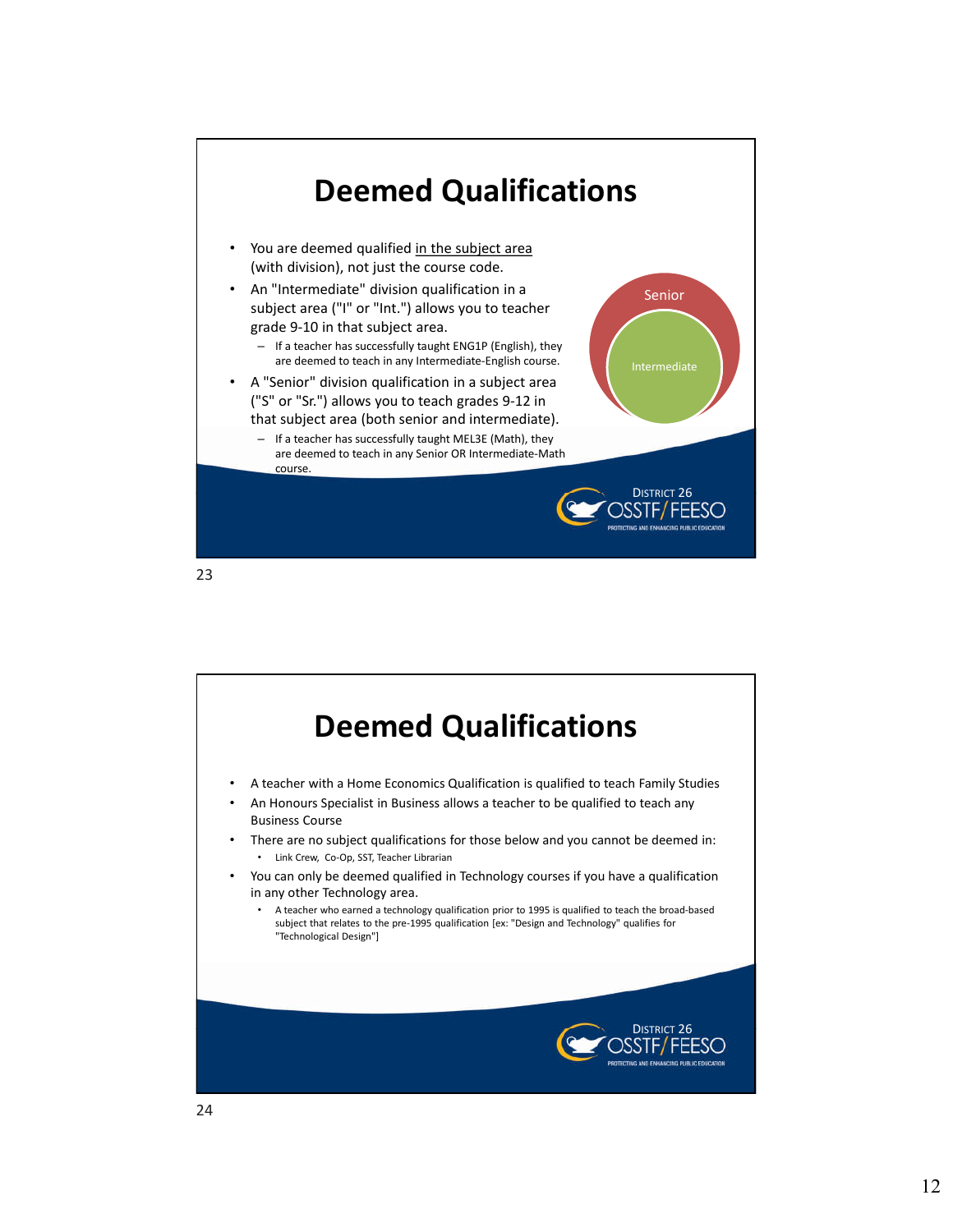## Deemed Qualifications

- You are deemed qualified <u>in the subject area</u> (with division), not just the course code.
- An "Intermediate" division qualification in a subject area ("I" or "Int.") allows you to teacher grade 9-10 in that subject area.
  - If a teacher has successfully taught ENG1P (English), they are deemed to teach in any Intermediate-English course.
- A "Senior" division qualification in a subject area ("S" or "Sr.") allows you to teach grades 9-12 in that subject area (both senior and intermediate).
  - If a teacher has successfully taught MEL3E (Math), they are deemed to teach in any Senior OR Intermediate-Math course.

Senior

Intermediate

District 26 OSSTF/FEESO

PROTECTING AND ENHANCING PUBLIC EDUCATION

23

## Deemed Qualifications

- A teacher with a Home Economics Qualification is qualified to teach Family Studies
- An Honours Specialist in Business allows a teacher to be qualified to teach any Business Course
- There are no subject qualifications for those below and you cannot be deemed in:
  - Link Crew, Co-Op, SST, Teacher Librarian
- You can only be deemed qualified in Technology courses if you have a qualification in any other Technology area.
  - A teacher who earned a technology qualification prior to 1995 is qualified to teach the broad-based subject that relates to the pre-1995 qualification [ex: "Design and Technology" qualifies for "Technological Design"]

District 26 OSSTF/FEESO

PROTECTING AND ENHANCING PUBLIC EDUCATION

24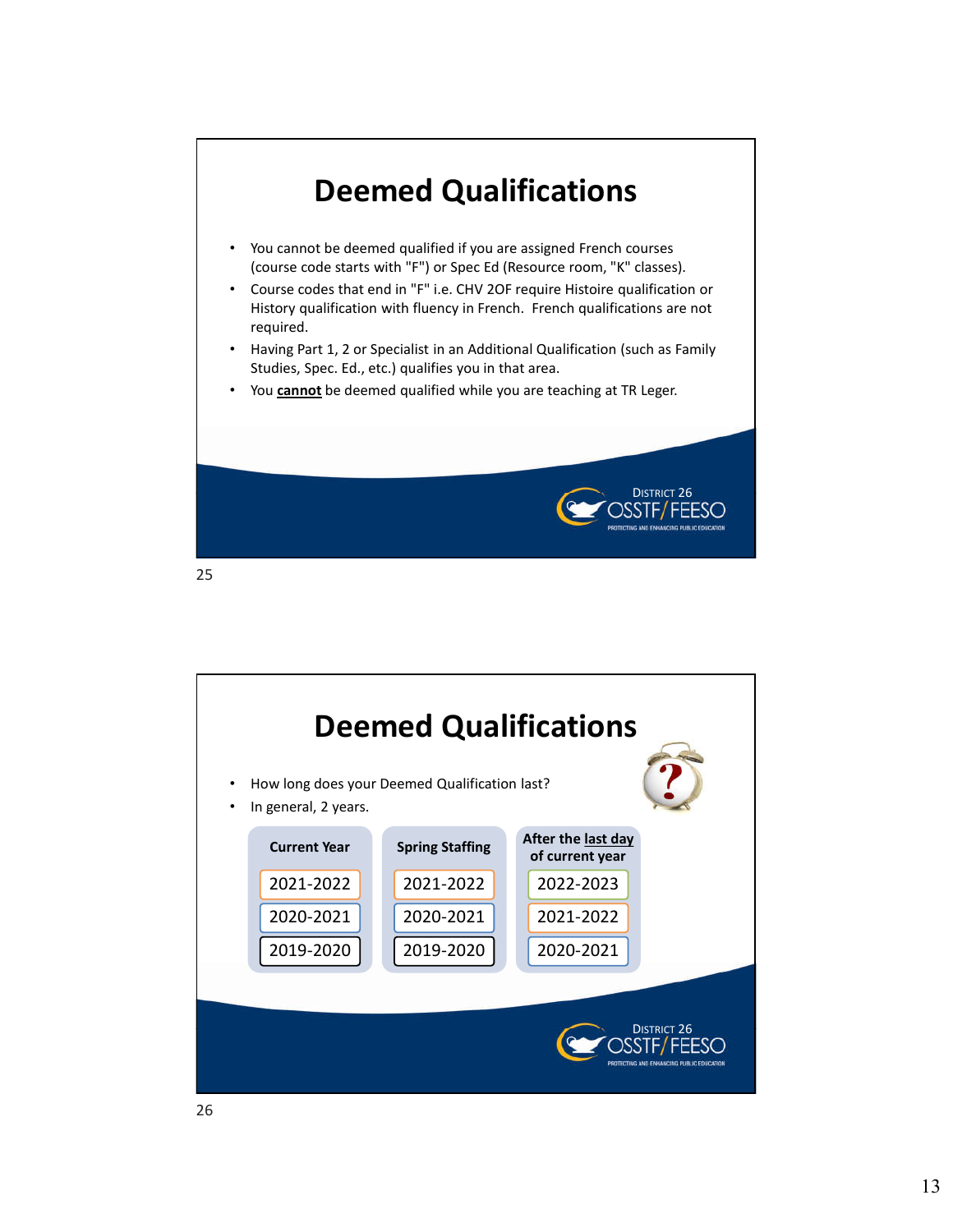# Deemed Qualifications

- You cannot be deemed qualified if you are assigned French courses (course code starts with "F") or Spec Ed (Resource room, "K" classes).
- Course codes that end in "F" i.e. CHV 2OF require Histoire qualification or History qualification with fluency in French. French qualifications are not required.
- Having Part 1, 2 or Specialist in an Additional Qualification (such as Family Studies, Spec. Ed., etc.) qualifies you in that area.
- You **cannot** be deemed qualified while you are teaching at TR Leger.

# Deemed Qualifications

- How long does your Deemed Qualification last?
- In general, 2 years.

| Current Year | Spring Staffing | After the last day of current year |
|---|---|---|
| 2021-2022 | 2021-2022 | 2022-2023 |
| 2020-2021 | 2020-2021 | 2021-2022 |
| 2019-2020 | 2019-2020 | 2020-2021 |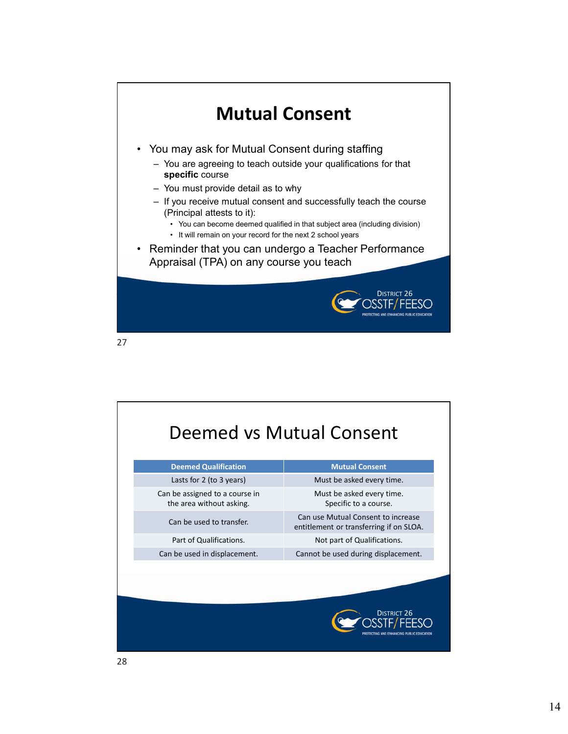## Mutual Consent

- You may ask for Mutual Consent during staffing
  - You are agreeing to teach outside your qualifications for that **specific** course
  - You must provide detail as to why
  - If you receive mutual consent and successfully teach the course (Principal attests to it):
    - You can become deemed qualified in that subject area (including division)
    - It will remain on your record for the next 2 school years
- Reminder that you can undergo a Teacher Performance Appraisal (TPA) on any course you teach

## Deemed vs Mutual Consent

| Deemed Qualification | Mutual Consent |
| --- | --- |
| Lasts for 2 (to 3 years) | Must be asked every time. |
| Can be assigned to a course in the area without asking. | Must be asked every time. Specific to a course. |
| Can be used to transfer. | Can use Mutual Consent to increase entitlement or transferring if on SLOA. |
| Part of Qualifications. | Not part of Qualifications. |
| Can be used in displacement. | Cannot be used during displacement. |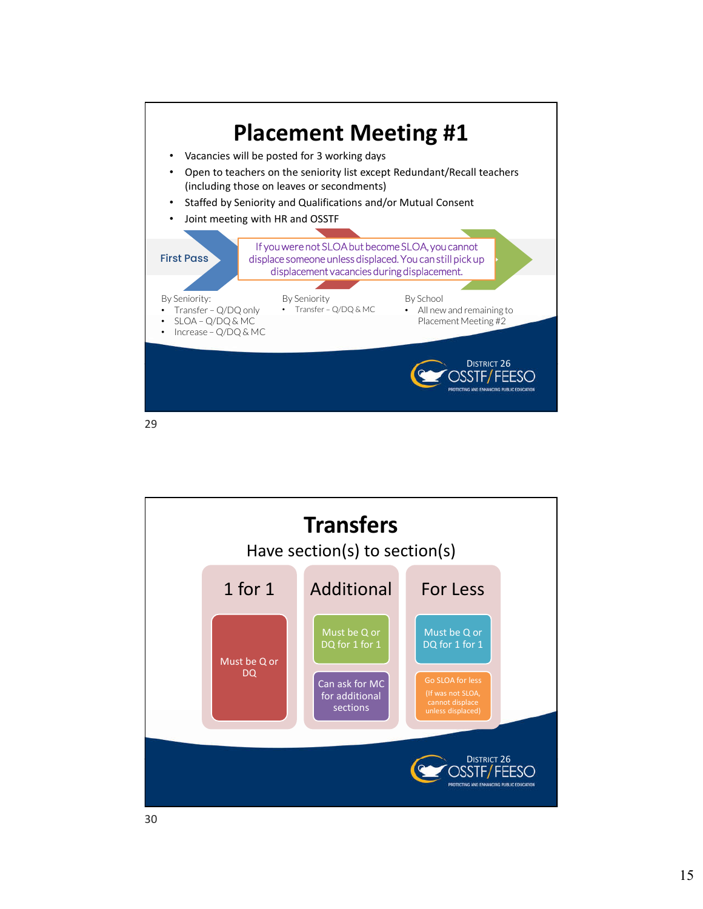# Placement Meeting #1

- Vacancies will be posted for 3 working days
- Open to teachers on the seniority list except Redundant/Recall teachers (including those on leaves or secondments)
- Staffed by Seniority and Qualifications and/or Mutual Consent
- Joint meeting with HR and OSSTF

**First Pass**

If you were not SLOA but become SLOA, you cannot displace someone unless displaced. You can still pick up displacement vacancies during displacement.

By Seniority:
- Transfer – Q/DQ only
- SLOA – Q/DQ & MC
- Increase – Q/DQ & MC

By Seniority
- Transfer – Q/DQ & MC

By School
- All new and remaining to Placement Meeting #2

# Transfers

Have section(s) to section(s)

**1 for 1**
- Must be Q or DQ

**Additional**
- Must be Q or DQ for 1 for 1
- Can ask for MC for additional sections

**For Less**
- Must be Q or DQ for 1 for 1
- Go SLOA for less (If was not SLOA, cannot displace unless displaced)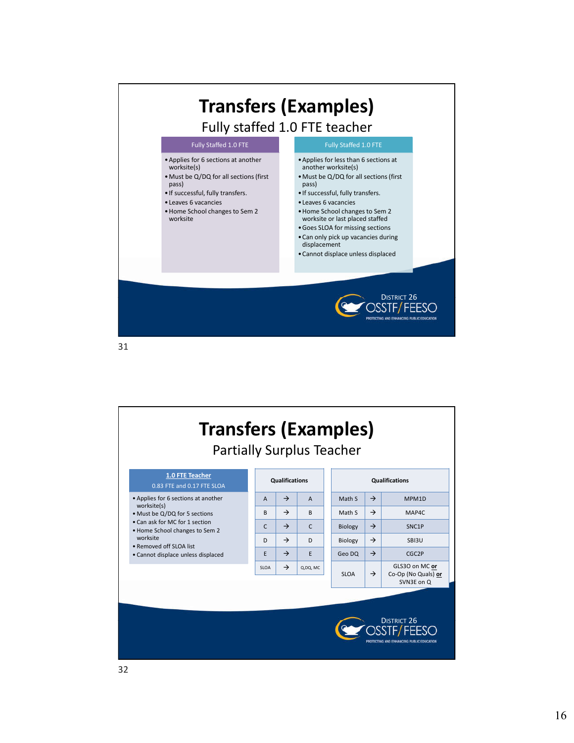# Transfers (Examples)

## Fully staffed 1.0 FTE teacher

**Fully Staffed 1.0 FTE**

- Applies for 6 sections at another worksite(s)
- Must be Q/DQ for all sections (first pass)
- If successful, fully transfers.
- Leaves 6 vacancies
- Home School changes to Sem 2 worksite

**Fully Staffed 1.0 FTE**

- Applies for less than 6 sections at another worksite(s)
- Must be Q/DQ for all sections (first pass)
- If successful, fully transfers.
- Leaves 6 vacancies
- Home School changes to Sem 2 worksite or last placed staffed
- Goes SLOA for missing sections
- Can only pick up vacancies during displacement
- Cannot displace unless displaced

District 26 OSSTF/FEESO — PROTECTING AND ENHANCING PUBLIC EDUCATION

# Transfers (Examples)

## Partially Surplus Teacher

**1.0 FTE Teacher**
0.83 FTE and 0.17 FTE SLOA

- Applies for 6 sections at another worksite(s)
- Must be Q/DQ for 5 sections
- Can ask for MC for 1 section
- Home School changes to Sem 2 worksite
- Removed off SLOA list
- Cannot displace unless displaced

| Qualifications | | |
|---|---|---|
| A | → | A |
| B | → | B |
| C | → | C |
| D | → | D |
| E | → | E |
| SLOA | → | Q,DQ, MC |

| Qualifications | | |
|---|---|---|
| Math S | → | MPM1D |
| Math S | → | MAP4C |
| Biology | → | SNC1P |
| Biology | → | SBI3U |
| Geo DQ | → | CGC2P |
| SLOA | → | GLS3O on MC **or** Co-Op (No Quals) **or** SVN3E on Q |

District 26 OSSTF/FEESO — PROTECTING AND ENHANCING PUBLIC EDUCATION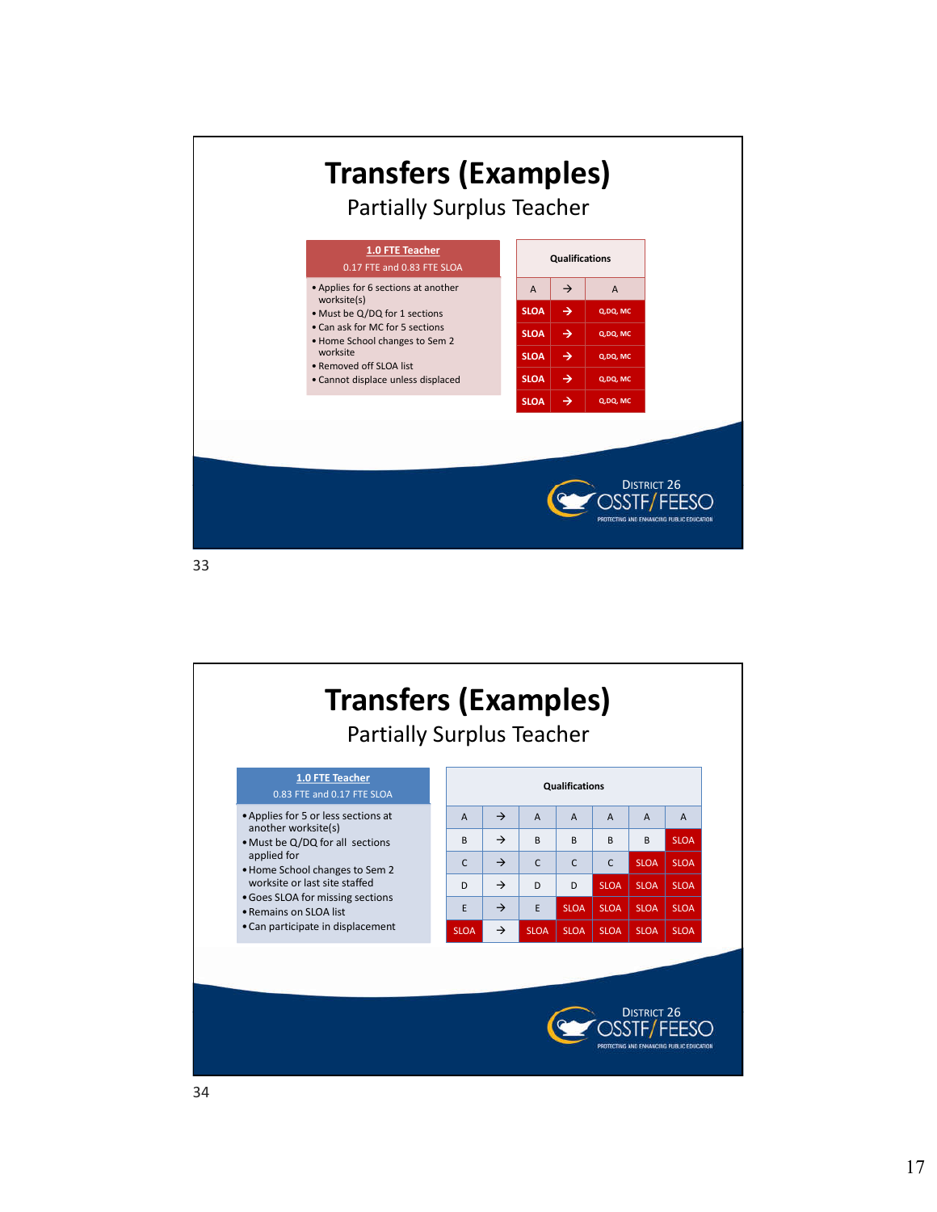# Transfers (Examples)

## Partially Surplus Teacher

**1.0 FTE Teacher**

0.17 FTE and 0.83 FTE SLOA

- Applies for 6 sections at another worksite(s)
- Must be Q/DQ for 1 sections
- Can ask for MC for 5 sections
- Home School changes to Sem 2 worksite
- Removed off SLOA list
- Cannot displace unless displaced

| Qualifications | | |
|---|---|---|
| A | → | A |
| SLOA | → | Q,DQ, MC |
| SLOA | → | Q,DQ, MC |
| SLOA | → | Q,DQ, MC |
| SLOA | → | Q,DQ, MC |
| SLOA | → | Q,DQ, MC |

# Transfers (Examples)

## Partially Surplus Teacher

**1.0 FTE Teacher**

0.83 FTE and 0.17 FTE SLOA

- Applies for 5 or less sections at another worksite(s)
- Must be Q/DQ for all sections applied for
- Home School changes to Sem 2 worksite or last site staffed
- Goes SLOA for missing sections
- Remains on SLOA list
- Can participate in displacement

| Qualifications | | | | | | |
|---|---|---|---|---|---|---|
| A | → | A | A | A | A | A |
| B | → | B | B | B | B | SLOA |
| C | → | C | C | C | SLOA | SLOA |
| D | → | D | D | SLOA | SLOA | SLOA |
| E | → | E | SLOA | SLOA | SLOA | SLOA |
| SLOA | → | SLOA | SLOA | SLOA | SLOA | SLOA |

District 26 OSSTF/FEESO — Protecting and Enhancing Public Education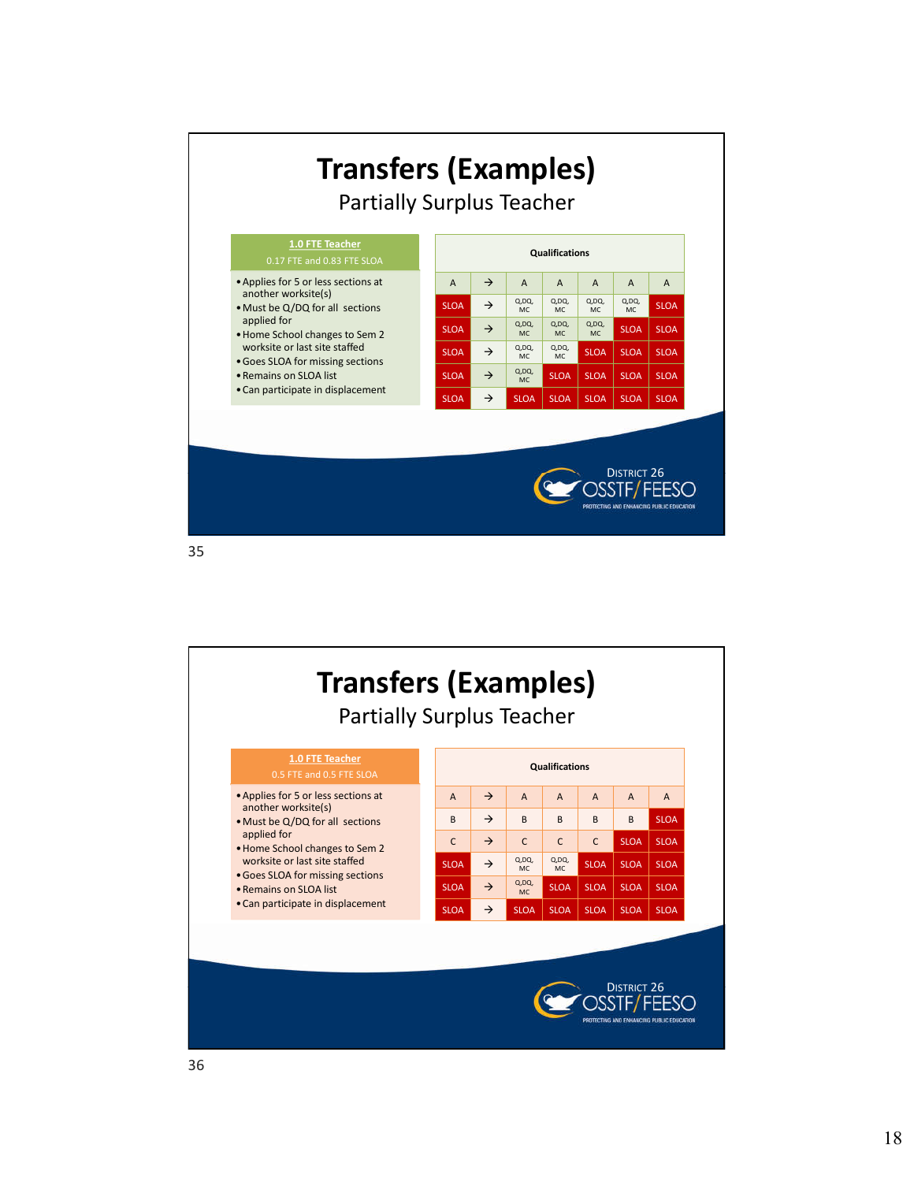# Transfers (Examples)

## Partially Surplus Teacher

**1.0 FTE Teacher**

0.17 FTE and 0.83 FTE SLOA

- Applies for 5 or less sections at another worksite(s)
- Must be Q/DQ for all sections applied for
- Home School changes to Sem 2 worksite or last site staffed
- Goes SLOA for missing sections
- Remains on SLOA list
- Can participate in displacement

| Qualifications | | | | | | |
|---|---|---|---|---|---|---|
| A | → | A | A | A | A | A |
| SLOA | → | Q,DQ, MC | Q,DQ, MC | Q,DQ, MC | Q,DQ, MC | SLOA |
| SLOA | → | Q,DQ, MC | Q,DQ, MC | Q,DQ, MC | SLOA | SLOA |
| SLOA | → | Q,DQ, MC | Q,DQ, MC | SLOA | SLOA | SLOA |
| SLOA | → | Q,DQ, MC | SLOA | SLOA | SLOA | SLOA |
| SLOA | → | SLOA | SLOA | SLOA | SLOA | SLOA |

District 26 OSSTF/FEESO — Protecting and Enhancing Public Education

# Transfers (Examples)

## Partially Surplus Teacher

**1.0 FTE Teacher**

0.5 FTE and 0.5 FTE SLOA

- Applies for 5 or less sections at another worksite(s)
- Must be Q/DQ for all sections applied for
- Home School changes to Sem 2 worksite or last site staffed
- Goes SLOA for missing sections
- Remains on SLOA list
- Can participate in displacement

| Qualifications | | | | | | |
|---|---|---|---|---|---|---|
| A | → | A | A | A | A | A |
| B | → | B | B | B | B | SLOA |
| C | → | C | C | C | SLOA | SLOA |
| SLOA | → | Q,DQ, MC | Q,DQ, MC | SLOA | SLOA | SLOA |
| SLOA | → | Q,DQ, MC | SLOA | SLOA | SLOA | SLOA |
| SLOA | → | SLOA | SLOA | SLOA | SLOA | SLOA |

District 26 OSSTF/FEESO — Protecting and Enhancing Public Education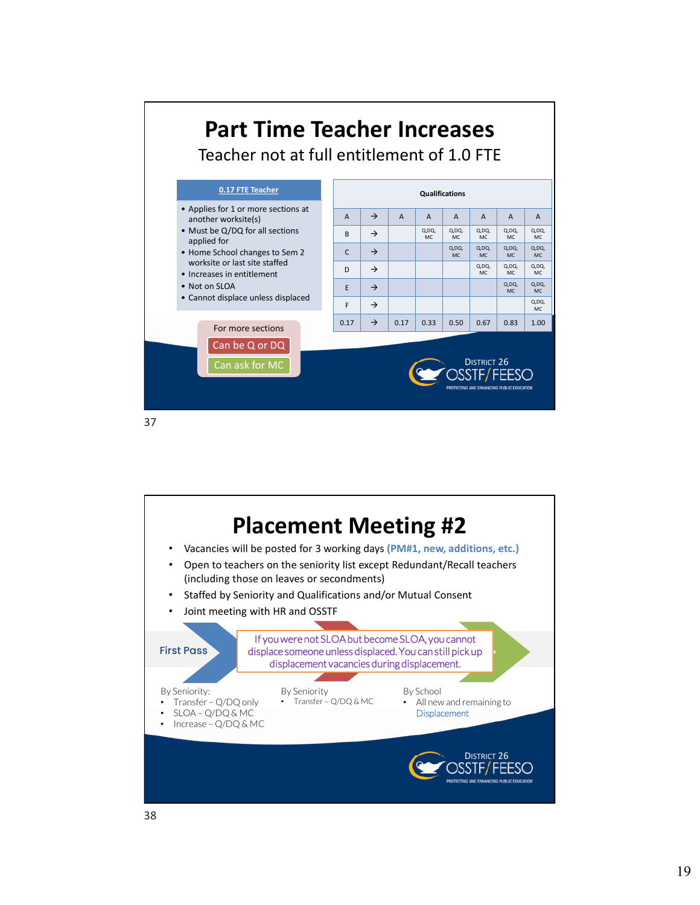# Part Time Teacher Increases

Teacher not at full entitlement of 1.0 FTE

**0.17 FTE Teacher**

- Applies for 1 or more sections at another worksite(s)
- Must be Q/DQ for all sections applied for
- Home School changes to Sem 2 worksite or last site staffed
- Increases in entitlement
- Not on SLOA
- Cannot displace unless displaced

| Qualifications | | | | | | | |
|---|---|---|---|---|---|---|---|
| A | → | A | A | A | A | A | A |
| B | → | | Q,DQ, MC | Q,DQ, MC | Q,DQ, MC | Q,DQ, MC | Q,DQ, MC |
| C | → | | | Q,DQ, MC | Q,DQ, MC | Q,DQ, MC | Q,DQ, MC |
| D | → | | | | Q,DQ, MC | Q,DQ, MC | Q,DQ, MC |
| E | → | | | | | Q,DQ, MC | Q,DQ, MC |
| F | → | | | | | | Q,DQ, MC |
| 0.17 | → | 0.17 | 0.33 | 0.50 | 0.67 | 0.83 | 1.00 |

For more sections

- Can be Q or DQ
- Can ask for MC

District 26 OSSTF/FEESO — Protecting and Enhancing Public Education

# Placement Meeting #2

- Vacancies will be posted for 3 working days **(PM#1, new, additions, etc.)**
- Open to teachers on the seniority list except Redundant/Recall teachers (including those on leaves or secondments)
- Staffed by Seniority and Qualifications and/or Mutual Consent
- Joint meeting with HR and OSSTF

**First Pass**

If you were not SLOA but become SLOA, you cannot displace someone unless displaced. You can still pick up displacement vacancies during displacement.

By Seniority:
- Transfer – Q/DQ only
- SLOA – Q/DQ & MC
- Increase – Q/DQ & MC

By Seniority
- Transfer – Q/DQ & MC

By School
- All new and remaining to Displacement

District 26 OSSTF/FEESO — Protecting and Enhancing Public Education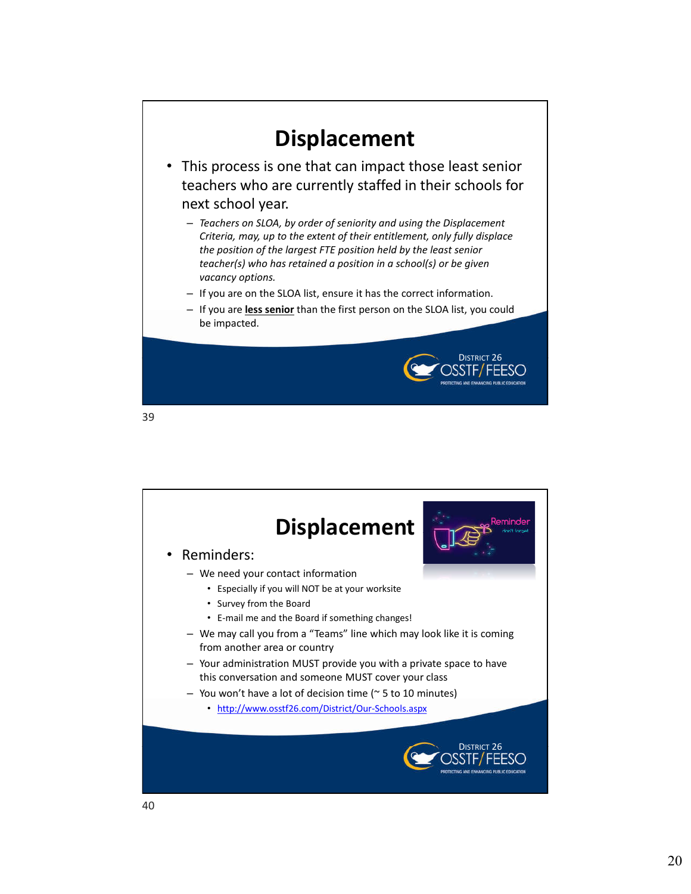# Displacement

- This process is one that can impact those least senior teachers who are currently staffed in their schools for next school year.
  - *Teachers on SLOA, by order of seniority and using the Displacement Criteria, may, up to the extent of their entitlement, only fully displace the position of the largest FTE position held by the least senior teacher(s) who has retained a position in a school(s) or be given vacancy options.*
  - If you are on the SLOA list, ensure it has the correct information.
  - If you are **less senior** than the first person on the SLOA list, you could be impacted.

# Displacement

- Reminders:
  - We need your contact information
    - Especially if you will NOT be at your worksite
    - Survey from the Board
    - E-mail me and the Board if something changes!
  - We may call you from a "Teams" line which may look like it is coming from another area or country
  - Your administration MUST provide you with a private space to have this conversation and someone MUST cover your class
  - You won't have a lot of decision time (~ 5 to 10 minutes)
    - http://www.osstf26.com/District/Our-Schools.aspx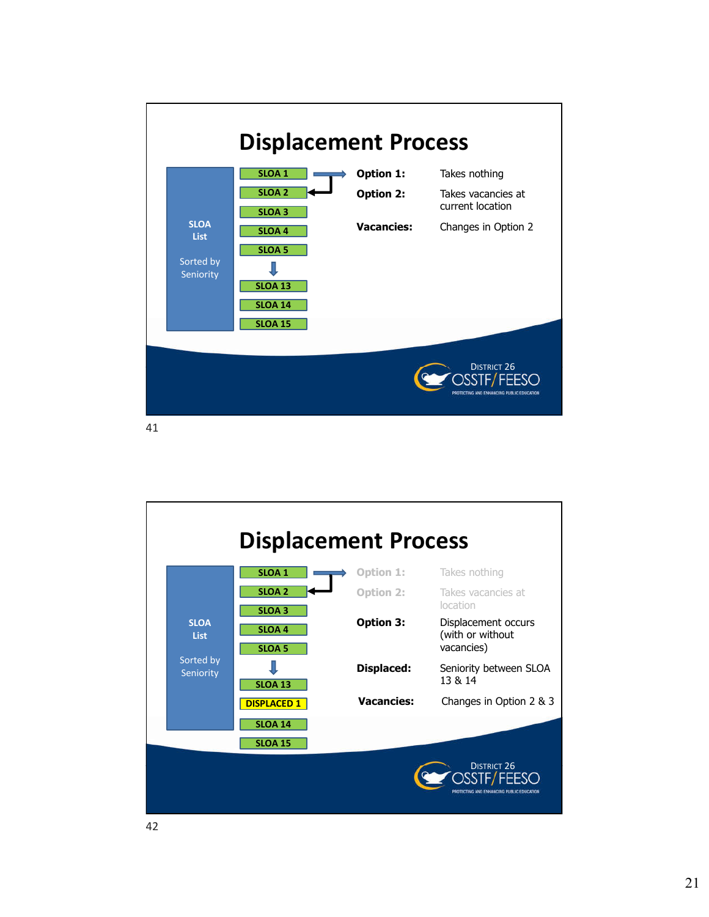# Displacement Process

**SLOA List**

Sorted by Seniority

- SLOA 1
- SLOA 2
- SLOA 3
- SLOA 4
- SLOA 5
- SLOA 13
- SLOA 14
- SLOA 15

| | |
|---|---|
| **Option 1:** | Takes nothing |
| **Option 2:** | Takes vacancies at current location |
| **Vacancies:** | Changes in Option 2 |

District 26 OSSTF/FEESO — Protecting and Enhancing Public Education

41

# Displacement Process

**SLOA List**

Sorted by Seniority

- SLOA 1
- SLOA 2
- SLOA 3
- SLOA 4
- SLOA 5
- SLOA 13
- DISPLACED 1
- SLOA 14
- SLOA 15

| | |
|---|---|
| **Option 1:** | Takes nothing |
| **Option 2:** | Takes vacancies at location |
| **Option 3:** | Displacement occurs (with or without vacancies) |
| **Displaced:** | Seniority between SLOA 13 & 14 |
| **Vacancies:** | Changes in Option 2 & 3 |

District 26 OSSTF/FEESO — Protecting and Enhancing Public Education

42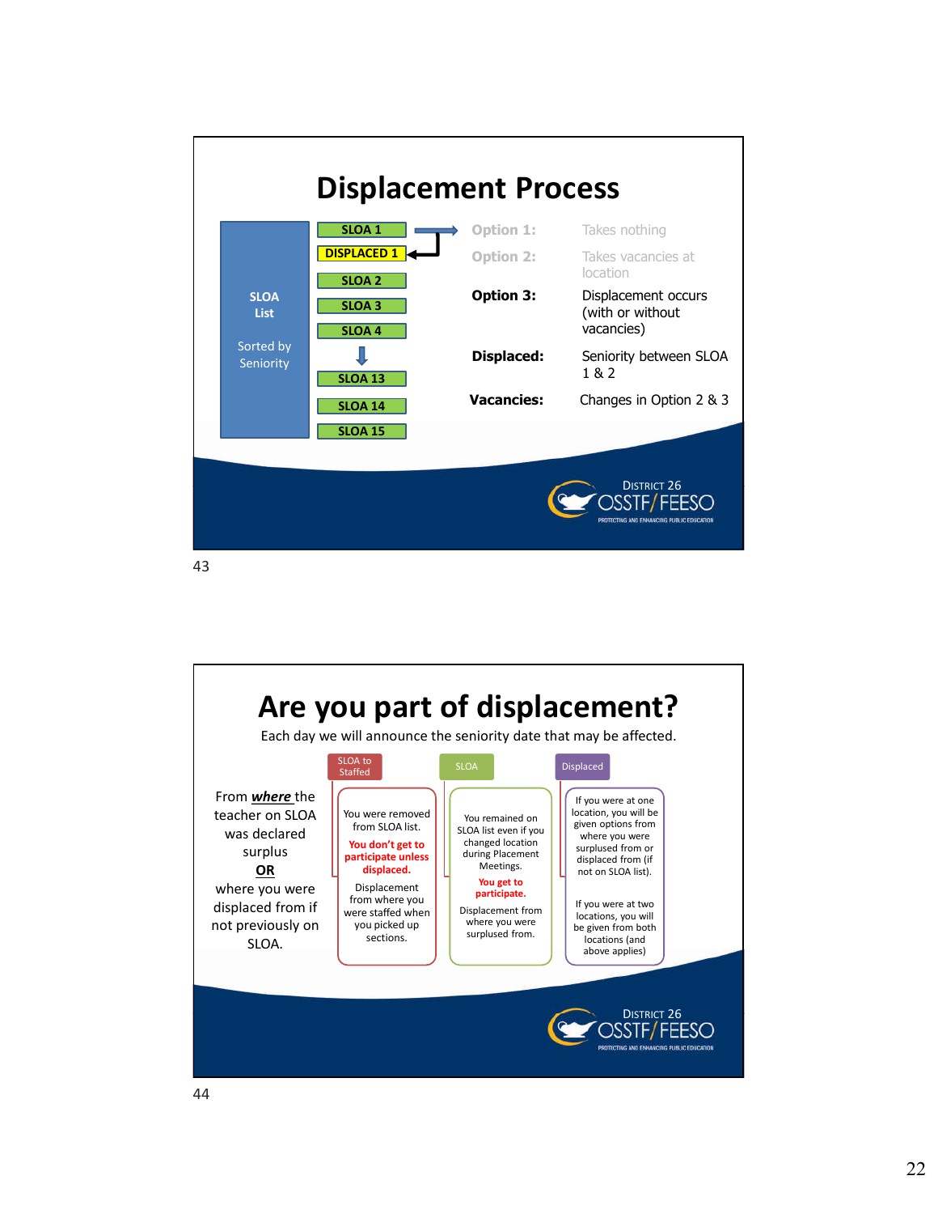# Displacement Process

**SLOA List**

Sorted by Seniority

- SLOA 1
- DISPLACED 1
- SLOA 2
- SLOA 3
- SLOA 4
- ↓
- SLOA 13
- SLOA 14
- SLOA 15

| | |
|---|---|
| **Option 1:** | Takes nothing |
| **Option 2:** | Takes vacancies at location |
| **Option 3:** | Displacement occurs (with or without vacancies) |
| **Displaced:** | Seniority between SLOA 1 & 2 |
| **Vacancies:** | Changes in Option 2 & 3 |

# Are you part of displacement?

Each day we will announce the seniority date that may be affected.

From ***where*** the teacher on SLOA was declared surplus **OR** where you were displaced from if not previously on SLOA.

**SLOA to Staffed**

You were removed from SLOA list. **You don't get to participate unless displaced.** Displacement from where you were staffed when you picked up sections.

**SLOA**

You remained on SLOA list even if you changed location during Placement Meetings. **You get to participate.** Displacement from where you were surplused from.

**Displaced**

If you were at one location, you will be given options from where you were surplused from or displaced from (if not on SLOA list).

If you were at two locations, you will be given from both locations (and above applies)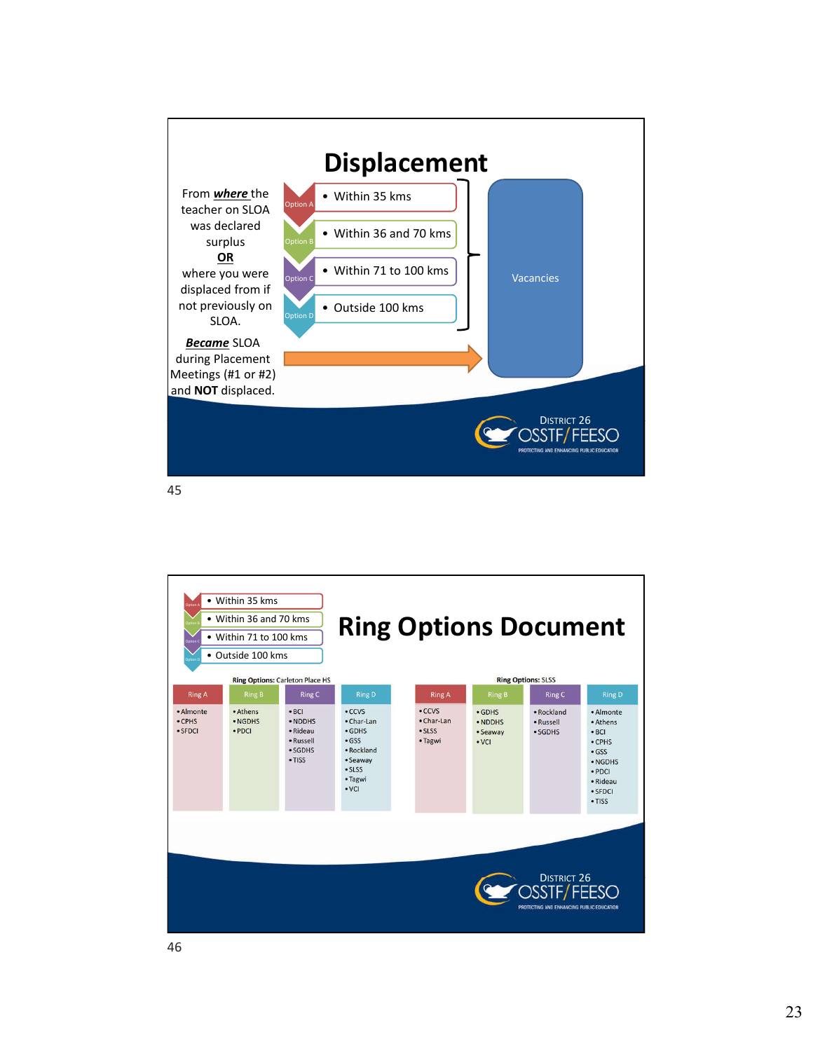# Displacement

From ***where*** the teacher on SLOA was declared surplus
**OR**
where you were displaced from if not previously on SLOA.

***Became*** SLOA during Placement Meetings (#1 or #2) and **NOT** displaced.

- Option A — Within 35 kms
- Option B — Within 36 and 70 kms
- Option C — Within 71 to 100 kms
- Option D — Outside 100 kms

Vacancies

District 26 OSSTF/FEESO
PROTECTING AND ENHANCING PUBLIC EDUCATION

# Ring Options Document

- Option A — Within 35 kms
- Option B — Within 36 and 70 kms
- Option C — Within 71 to 100 kms
- Option D — Outside 100 kms

**Ring Options:** Carleton Place HS

| Ring A | Ring B | Ring C | Ring D |
|---|---|---|---|
| Almonte<br>CPHS<br>SFDCI | Athens<br>NGDHS<br>PDCI | BCI<br>NDDHS<br>Rideau<br>Russell<br>SGDHS<br>TISS | CCVS<br>Char-Lan<br>GDHS<br>GSS<br>Rockland<br>Seaway<br>SLSS<br>Tagwi<br>VCI |

**Ring Options:** SLSS

| Ring A | Ring B | Ring C | Ring D |
|---|---|---|---|
| CCVS<br>Char-Lan<br>SLSS<br>Tagwi | GDHS<br>NDDHS<br>Seaway<br>VCI | Rockland<br>Russell<br>SGDHS | Almonte<br>Athens<br>BCI<br>CPHS<br>GSS<br>NGDHS<br>PDCI<br>Rideau<br>SFDCI<br>TISS |

District 26 OSSTF/FEESO
PROTECTING AND ENHANCING PUBLIC EDUCATION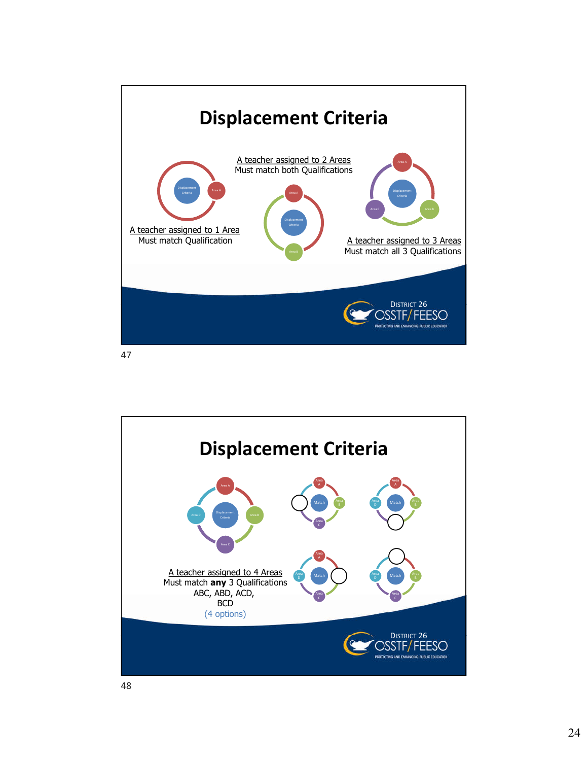# Displacement Criteria

A teacher assigned to 1 Area
Must match Qualification

A teacher assigned to 2 Areas
Must match both Qualifications

A teacher assigned to 3 Areas
Must match all 3 Qualifications

# Displacement Criteria

A teacher assigned to 4 Areas
Must match **any** 3 Qualifications
ABC, ABD, ACD,
BCD
(4 options)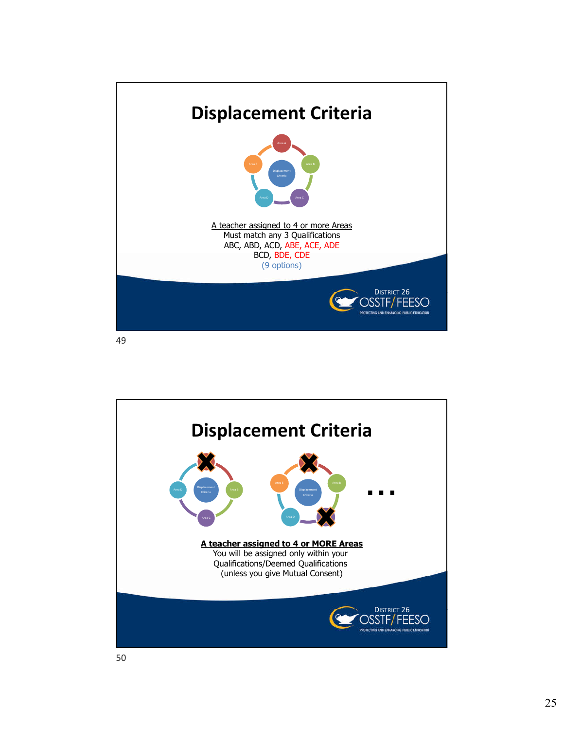# Displacement Criteria

A teacher assigned to 4 or more Areas
Must match any 3 Qualifications
ABC, ABD, ACD, ABE, ACE, ADE
BCD, BDE, CDE
(9 options)

# Displacement Criteria

**A teacher assigned to 4 or MORE Areas**
You will be assigned only within your Qualifications/Deemed Qualifications
(unless you give Mutual Consent)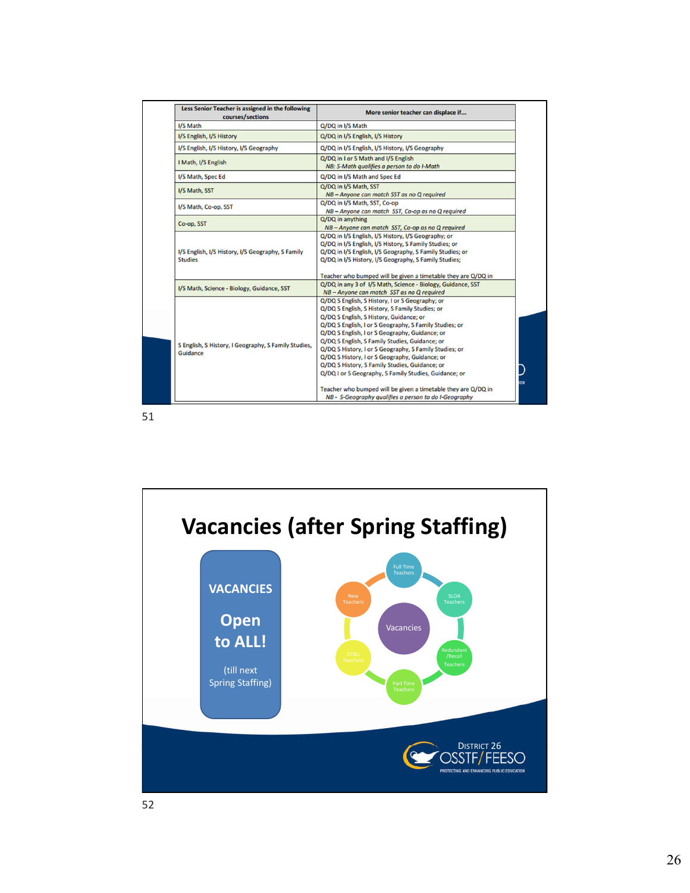| Less Senior Teacher is assigned in the following courses/sections | More senior teacher can displace if… |
|---|---|
| I/S Math | Q/DQ in I/S Math |
| I/S English, I/S History | Q/DQ in I/S English, I/S History |
| I/S English, I/S History, I/S Geography | Q/DQ in I/S English, I/S History, I/S Geography |
| I Math, I/S English | Q/DQ in I or S Math and I/S English<br>*NB: S-Math qualifies a person to do I-Math* |
| I/S Math, Spec Ed | Q/DQ in I/S Math and Spec Ed |
| I/S Math, SST | Q/DQ in I/S Math, SST<br>*NB – Anyone can match SST as no Q required* |
| I/S Math, Co-op, SST | Q/DQ in I/S Math, SST, Co-op<br>*NB – Anyone can match SST, Co-op as no Q required* |
| Co-op, SST | Q/DQ in anything<br>*NB – Anyone can match SST, Co-op as no Q required* |
| I/S English, I/S History, I/S Geography, S Family Studies | Q/DQ in I/S English, I/S History, I/S Geography; or<br>Q/DQ in I/S English, I/S History, S Family Studies; or<br>Q/DQ in I/S English, I/S Geography, S Family Studies; or<br>Q/DQ in I/S History, I/S Geography, S Family Studies;<br><br>Teacher who bumped will be given a timetable they are Q/DQ in |
| I/S Math, Science - Biology, Guidance, SST | Q/DQ in any 3 of I/S Math, Science - Biology, Guidance, SST<br>*NB – Anyone can match SST as no Q required* |
| S English, S History, I Geography, S Family Studies, Guidance | Q/DQ S English, S History, I or S Geography; or<br>Q/DQ S English, S History, S Family Studies; or<br>Q/DQ S English, S History, Guidance; or<br>Q/DQ S English, I or S Geography, S Family Studies; or<br>Q/DQ S English, I or S Geography, Guidance; or<br>Q/DQ S English, S Family Studies, Guidance; or<br>Q/DQ S History, I or S Geography, S Family Studies; or<br>Q/DQ S History, I or S Geography, Guidance; or<br>Q/DQ S History, S Family Studies, Guidance; or<br>Q/DQ I or S Geography, S Family Studies, Guidance; or<br><br>Teacher who bumped will be given a timetable they are Q/DQ in<br>*NB - S-Geography qualifies a person to do I-Geography* |

# Vacancies (after Spring Staffing)

**VACANCIES**

**Open to ALL!**

(till next Spring Staffing)

Vacancies: Full Time Teachers, SLOA Teachers, Redundant /Recall Teachers, Part Time Teachers, OTBU Teachers, New Teachers

District 26 OSSTF/FEESO — Protecting and Enhancing Public Education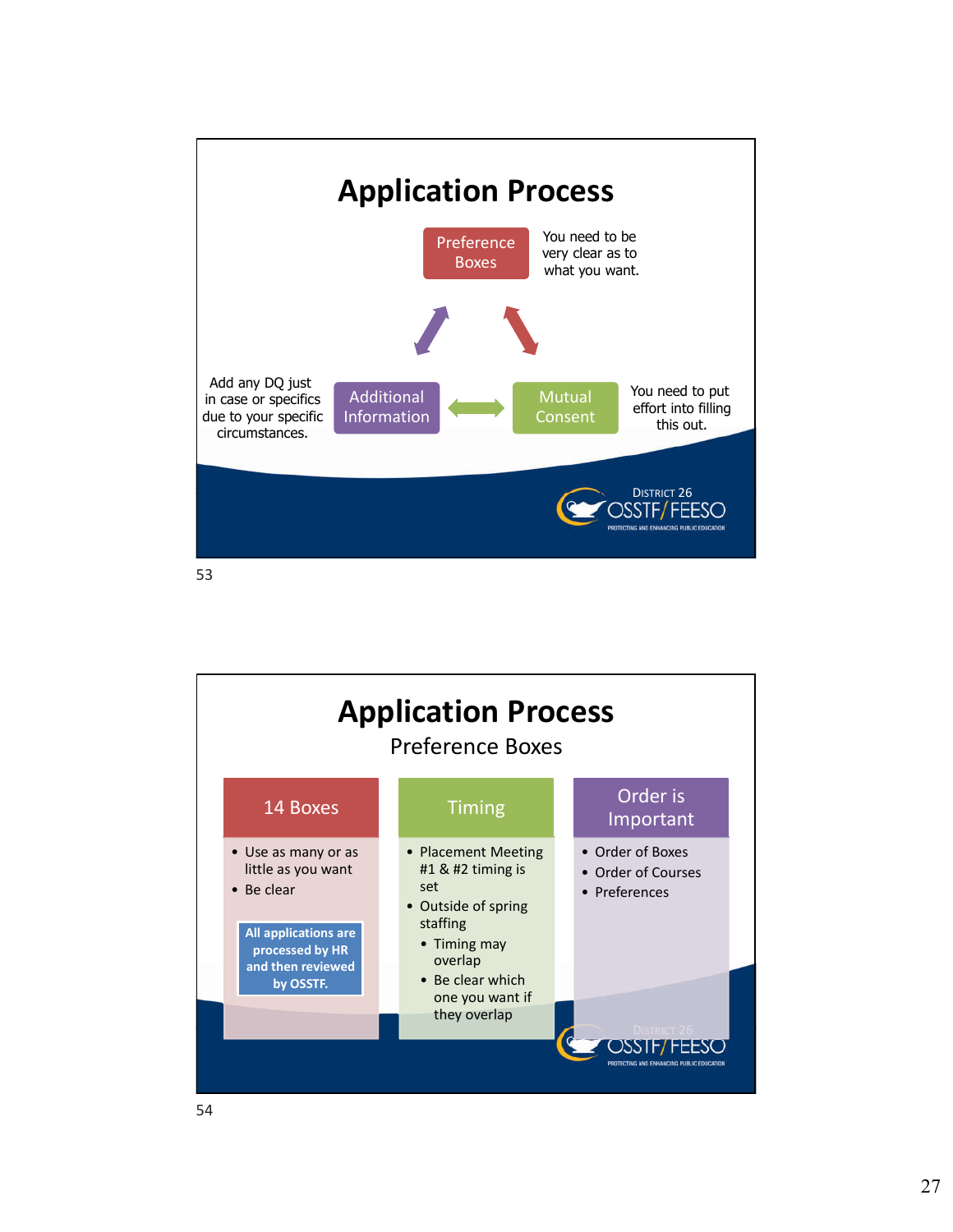# Application Process

**Preference Boxes** — You need to be very clear as to what you want.

**Additional Information** — Add any DQ just in case or specifics due to your specific circumstances.

**Mutual Consent** — You need to put effort into filling this out.

# Application Process

## Preference Boxes

### 14 Boxes

- Use as many or as little as you want
- Be clear

**All applications are processed by HR and then reviewed by OSSTF.**

### Timing

- Placement Meeting #1 & #2 timing is set
- Outside of spring staffing
  - Timing may overlap
  - Be clear which one you want if they overlap

### Order is Important

- Order of Boxes
- Order of Courses
- Preferences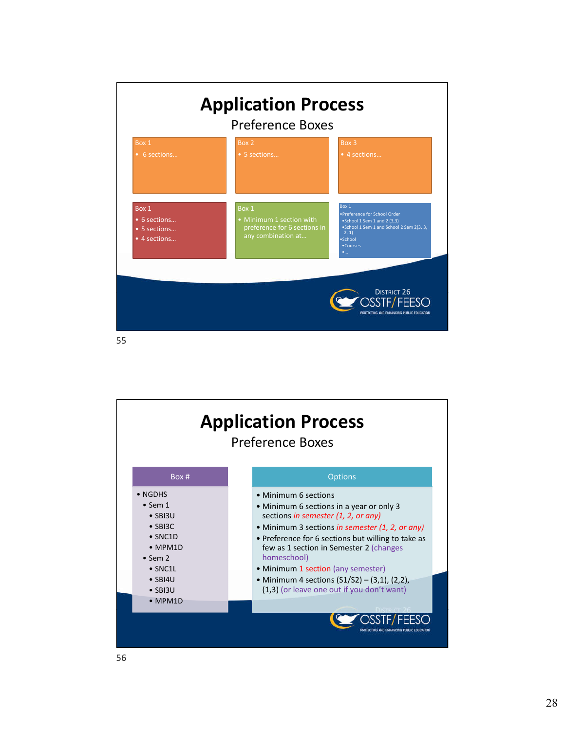# Application Process

## Preference Boxes

Box 1
- 6 sections...

Box 2
- 5 sections...

Box 3
- 4 sections...

Box 1
- 6 sections...
- 5 sections...
- 4 sections...

Box 1
- Minimum 1 section with preference for 6 sections in any combination at...

Box 1
- Preference for School Order
  - School 1 Sem 1 and 2 (3,3)
  - School 1 Sem 1 and School 2 Sem 2(3, 3, 2, 1)
- School
  - Courses
  - ...

District 26 OSSTF/FEESO
PROTECTING AND ENHANCING PUBLIC EDUCATION

# Application Process

## Preference Boxes

| Box # | Options |
|---|---|
| • NGDHS<br>  • Sem 1<br>    • SBI3U<br>    • SBI3C<br>    • SNC1D<br>    • MPM1D<br>  • Sem 2<br>    • SNC1L<br>    • SBI4U<br>    • SBI3U<br>    • MPM1D | • Minimum 6 sections<br>• Minimum 6 sections in a year or only 3 sections *in semester (1, 2, or any)*<br>• Minimum 3 sections *in semester (1, 2, or any)*<br>• Preference for 6 sections but willing to take as few as 1 section in Semester 2 (changes homeschool)<br>• Minimum 1 section (any semester)<br>• Minimum 4 sections (S1/S2) – (3,1), (2,2), (1,3) (or leave one out if you don't want) |

District 26 OSSTF/FEESO
PROTECTING AND ENHANCING PUBLIC EDUCATION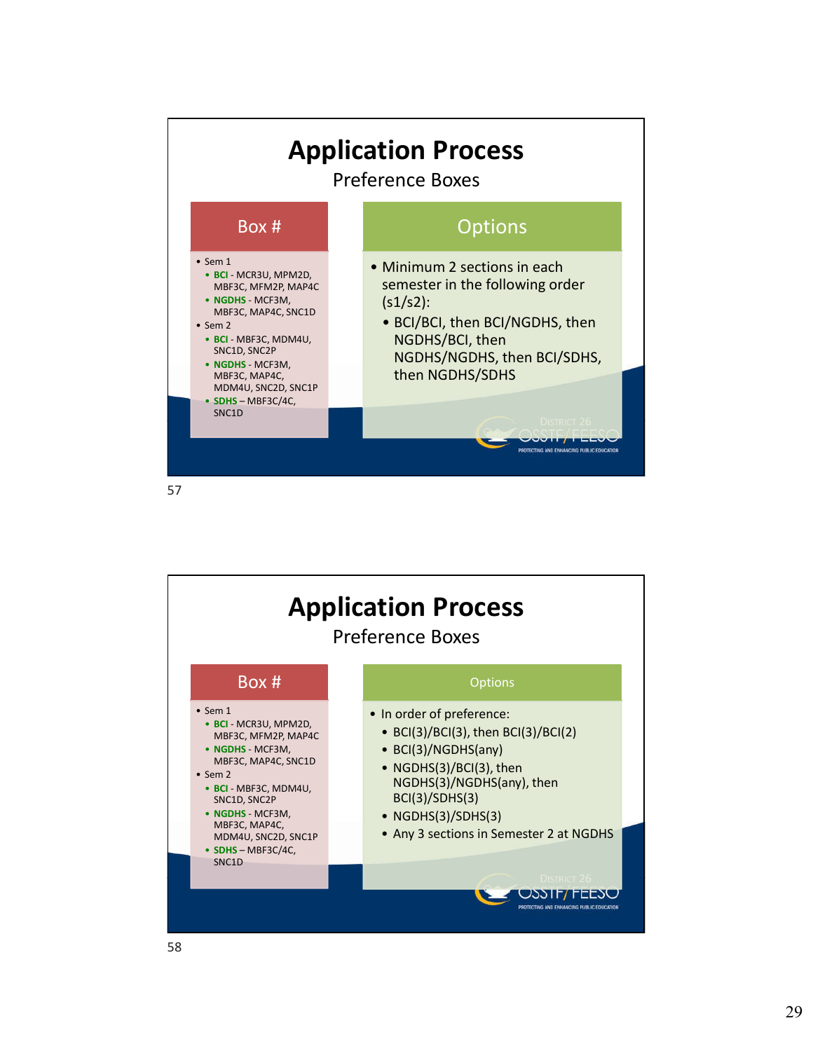# Application Process

## Preference Boxes

| Box # | Options |
|---|---|
| • Sem 1<br>  • **BCI** - MCR3U, MPM2D, MBF3C, MFM2P, MAP4C<br>  • **NGDHS** - MCF3M, MBF3C, MAP4C, SNC1D<br>• Sem 2<br>  • **BCI** - MBF3C, MDM4U, SNC1D, SNC2P<br>  • **NGDHS** - MCF3M, MBF3C, MAP4C, MDM4U, SNC2D, SNC1P<br>  • **SDHS** – MBF3C/4C, SNC1D | • Minimum 2 sections in each semester in the following order (s1/s2):<br>  • BCI/BCI, then BCI/NGDHS, then NGDHS/BCI, then NGDHS/NGDHS, then BCI/SDHS, then NGDHS/SDHS |

# Application Process

## Preference Boxes

| Box # | Options |
|---|---|
| • Sem 1<br>  • **BCI** - MCR3U, MPM2D, MBF3C, MFM2P, MAP4C<br>  • **NGDHS** - MCF3M, MBF3C, MAP4C, SNC1D<br>• Sem 2<br>  • **BCI** - MBF3C, MDM4U, SNC1D, SNC2P<br>  • **NGDHS** - MCF3M, MBF3C, MAP4C, MDM4U, SNC2D, SNC1P<br>  • **SDHS** – MBF3C/4C, SNC1D | • In order of preference:<br>  • BCI(3)/BCI(3), then BCI(3)/BCI(2)<br>  • BCI(3)/NGDHS(any)<br>  • NGDHS(3)/BCI(3), then NGDHS(3)/NGDHS(any), then BCI(3)/SDHS(3)<br>  • NGDHS(3)/SDHS(3)<br>  • Any 3 sections in Semester 2 at NGDHS |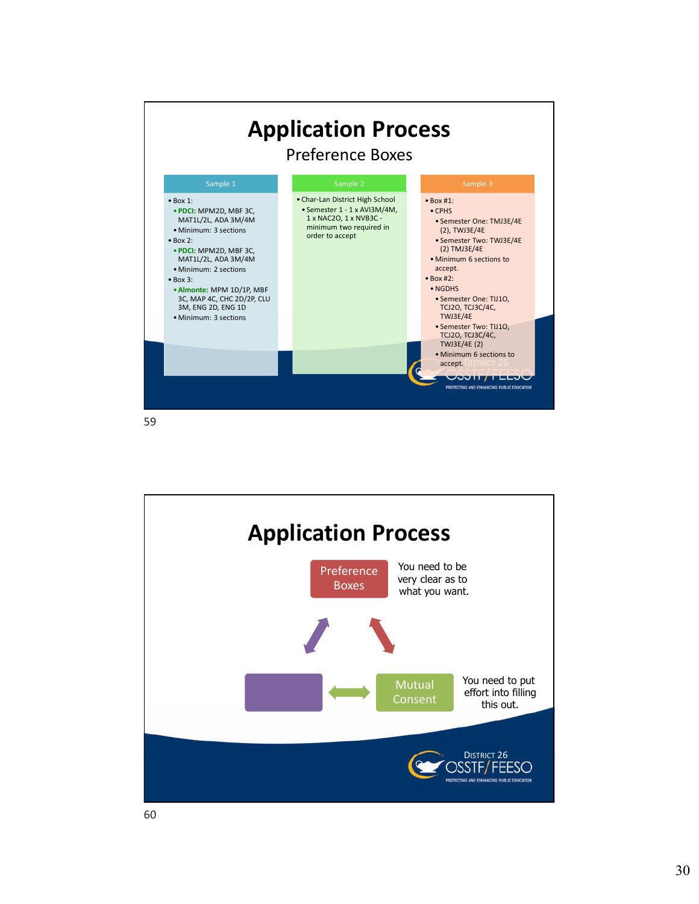# Application Process

## Preference Boxes

**Sample 1**

- Box 1:
  - **PDCI:** MPM2D, MBF 3C, MAT1L/2L, ADA 3M/4M
  - Minimum: 3 sections
- Box 2:
  - **PDCI:** MPM2D, MBF 3C, MAT1L/2L, ADA 3M/4M
  - Minimum: 2 sections
- Box 3:
  - **Almonte:** MPM 1D/1P, MBF 3C, MAP 4C, CHC 2D/2P, CLU 3M, ENG 2D, ENG 1D
  - Minimum: 3 sections

**Sample 2**

- Char-Lan District High School
  - Semester 1 - 1 x AVI3M/4M, 1 x NAC2O, 1 x NVB3C - minimum two required in order to accept

**Sample 3**

- Box #1:
  - CPHS
    - Semester One: TMJ3E/4E (2), TWJ3E/4E
    - Semester Two: TWJ3E/4E (2) TMJ3E/4E
  - Minimum 6 sections to accept.
- Box #2:
  - NGDHS
    - Semester One: TIJ1O, TCJ2O, TCJ3C/4C, TWJ3E/4E
    - Semester Two: TIJ1O, TCJ2O, TCJ3C/4C, TWJ3E/4E (2)
  - Minimum 6 sections to accept.

DISTRICT 26 OSSTF/FEESO — PROTECTING AND ENHANCING PUBLIC EDUCATION

59

# Application Process

- **Preference Boxes** — You need to be very clear as to what you want.
- **Mutual Consent** — You need to put effort into filling this out.

DISTRICT 26 OSSTF/FEESO — PROTECTING AND ENHANCING PUBLIC EDUCATION

60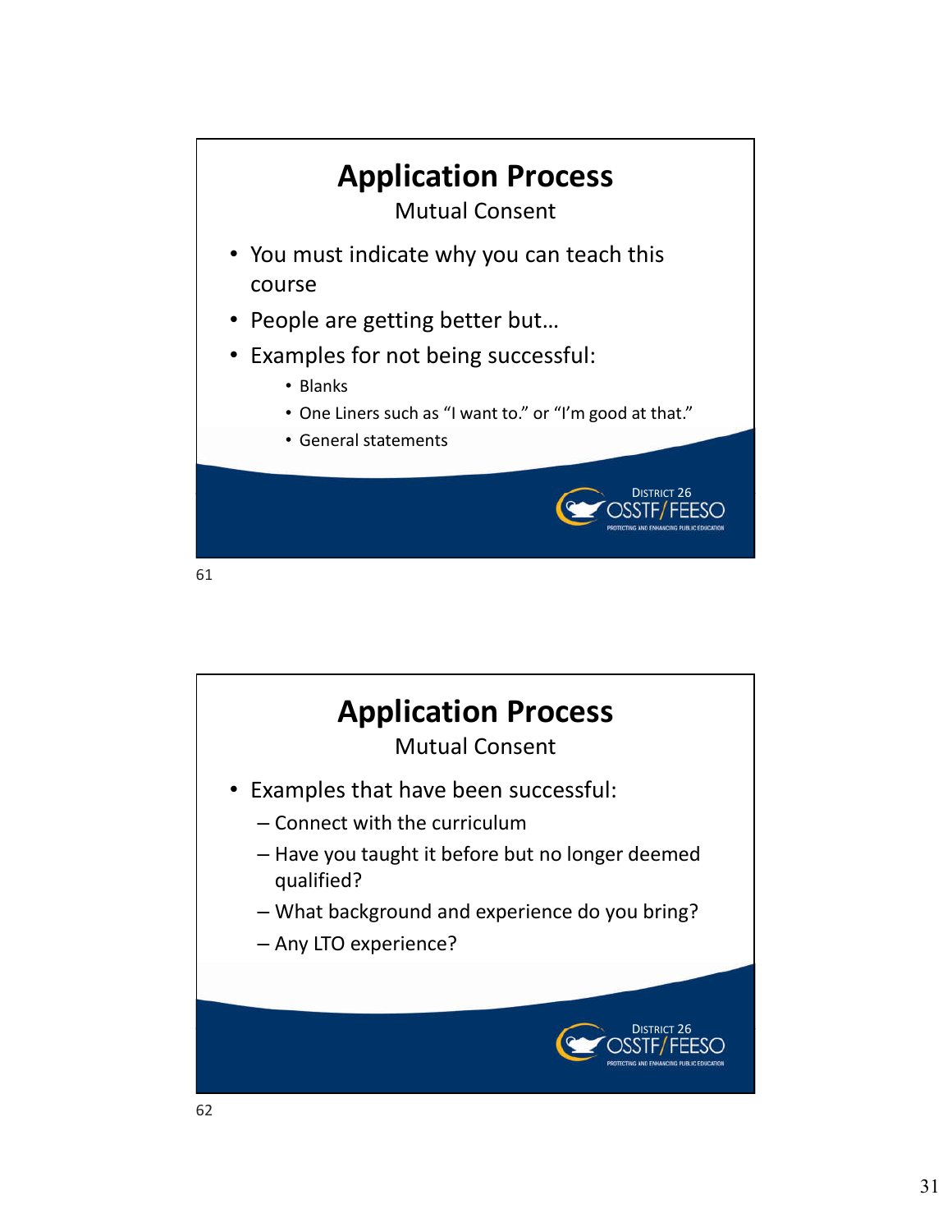## Application Process

Mutual Consent

- You must indicate why you can teach this course
- People are getting better but…
- Examples for not being successful:
  - Blanks
  - One Liners such as "I want to." or "I'm good at that."
  - General statements

District 26 OSSTF/FEESO
PROTECTING AND ENHANCING PUBLIC EDUCATION

61

## Application Process

Mutual Consent

- Examples that have been successful:
  - Connect with the curriculum
  - Have you taught it before but no longer deemed qualified?
  - What background and experience do you bring?
  - Any LTO experience?

District 26 OSSTF/FEESO
PROTECTING AND ENHANCING PUBLIC EDUCATION

62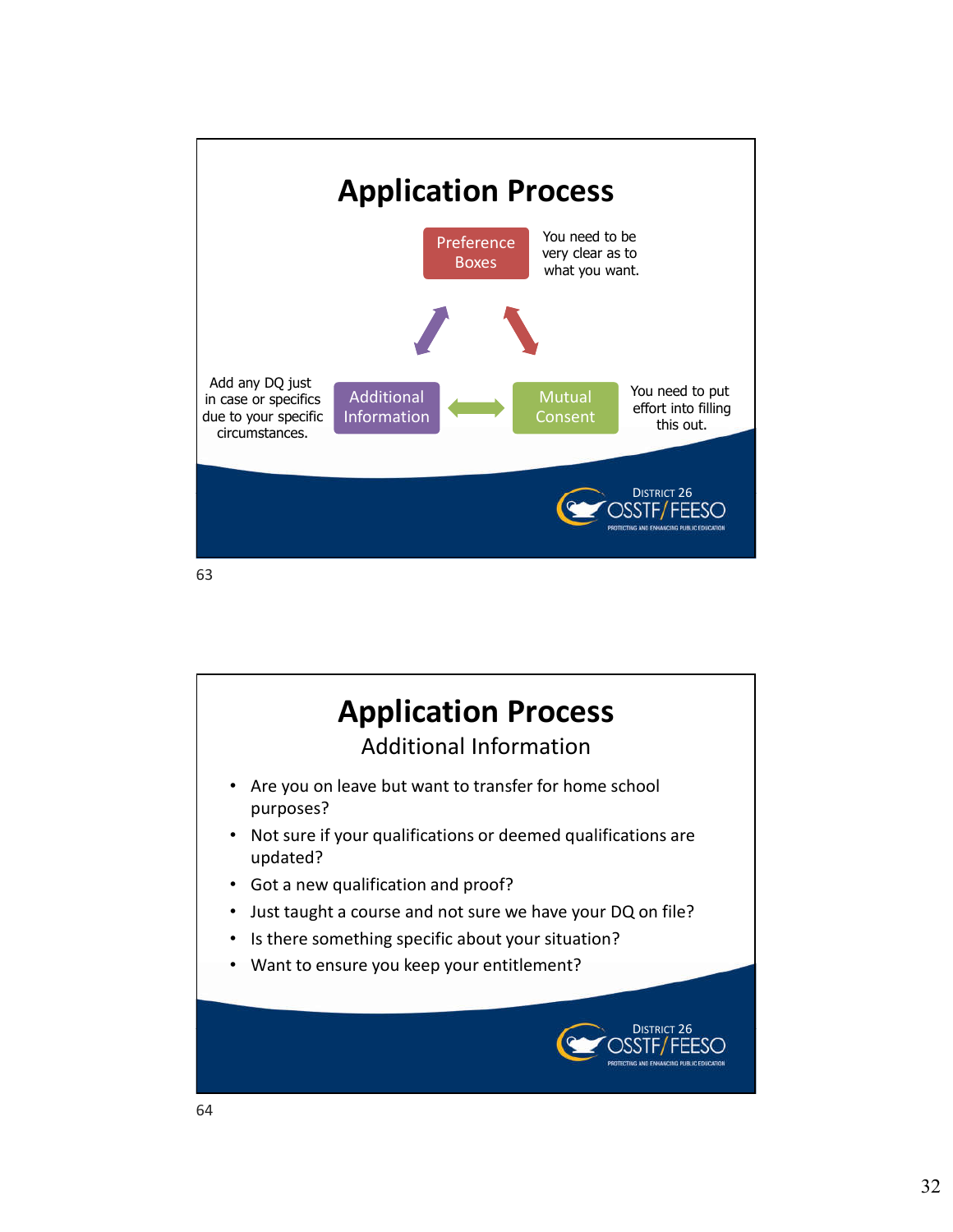# Application Process

**Preference Boxes** — You need to be very clear as to what you want.

**Additional Information** — Add any DQ just in case or specifics due to your specific circumstances.

**Mutual Consent** — You need to put effort into filling this out.

District 26 OSSTF/FEESO
PROTECTING AND ENHANCING PUBLIC EDUCATION

# Application Process

## Additional Information

- Are you on leave but want to transfer for home school purposes?
- Not sure if your qualifications or deemed qualifications are updated?
- Got a new qualification and proof?
- Just taught a course and not sure we have your DQ on file?
- Is there something specific about your situation?
- Want to ensure you keep your entitlement?

District 26 OSSTF/FEESO
PROTECTING AND ENHANCING PUBLIC EDUCATION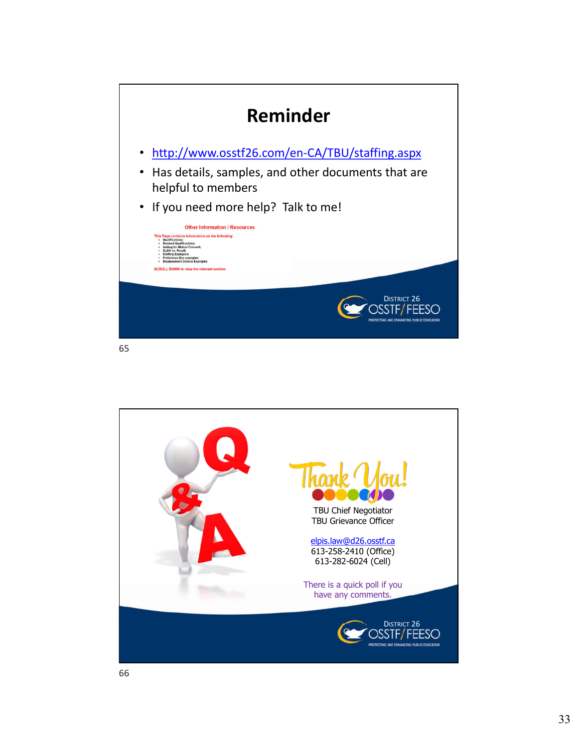## Reminder

- http://www.osstf26.com/en-CA/TBU/staffing.aspx
- Has details, samples, and other documents that are helpful to members
- If you need more help? Talk to me!

Other Information / Resources

This Page contains information on the following:

- Qualifications;
- Deemed Qualifications;
- Asking for Mutual Consent;
- SLOA vs. Recall;
- Staffing Examples;
- Preference Box examples
- Displacement Criteria Examples

SCROLL DOWN to view the relevant section

District 26 OSSTF/FEESO
PROTECTING AND ENHANCING PUBLIC EDUCATION

65

Q & A

Thank You!

TBU Chief Negotiator
TBU Grievance Officer

elpis.law@d26.osstf.ca
613-258-2410 (Office)
613-282-6024 (Cell)

There is a quick poll if you have any comments.

District 26 OSSTF/FEESO
PROTECTING AND ENHANCING PUBLIC EDUCATION

66